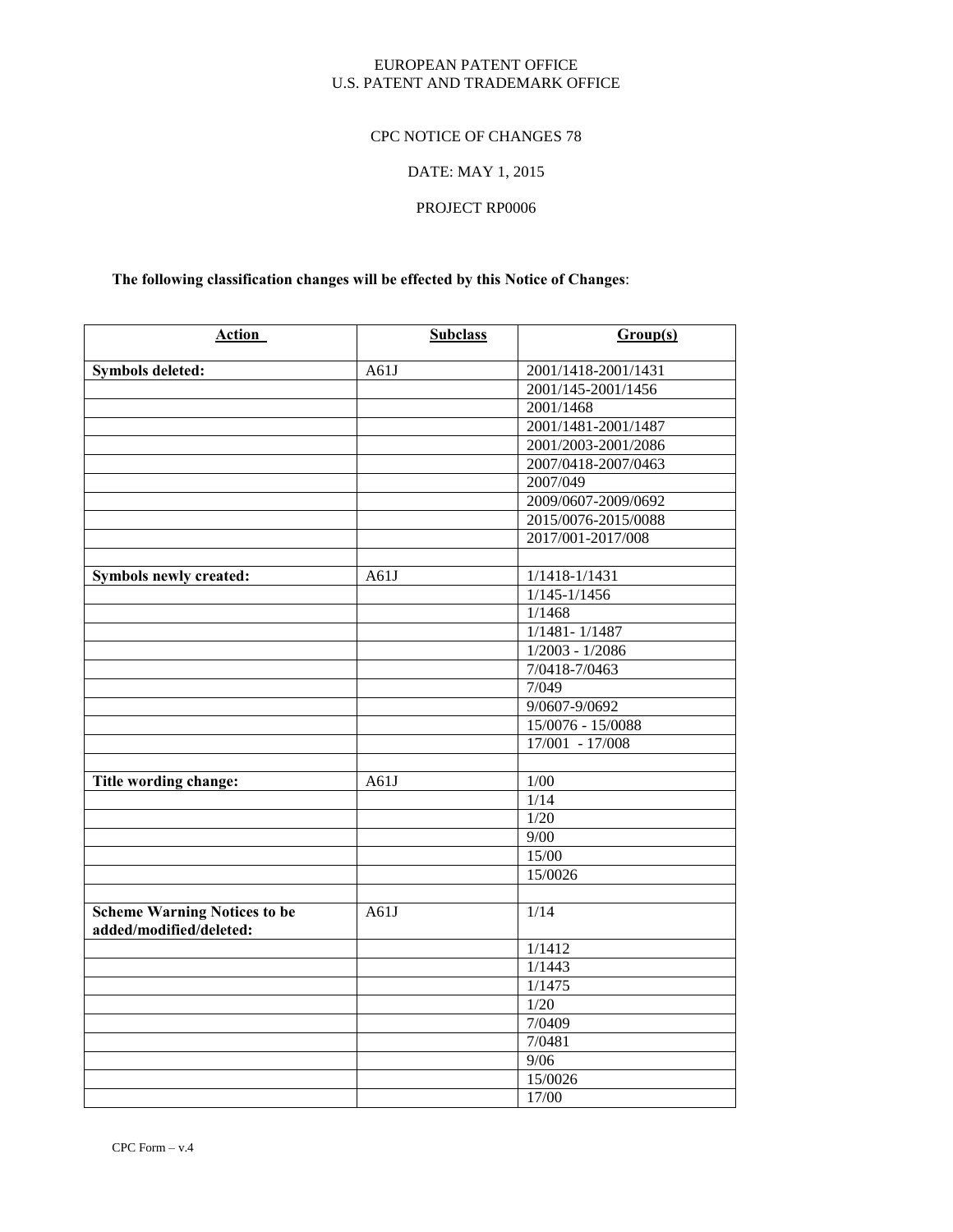EUROPEAN PATENT OFFICE
U.S. PATENT AND TRADEMARK OFFICE

CPC NOTICE OF CHANGES 78

DATE: MAY 1, 2015

PROJECT RP0006

**The following classification changes will be effected by this Notice of Changes**:

| Action | Subclass | Group(s) |
|---|---|---|
| **Symbols deleted:** | A61J | 2001/1418-2001/1431 |
| | | 2001/145-2001/1456 |
| | | 2001/1468 |
| | | 2001/1481-2001/1487 |
| | | 2001/2003-2001/2086 |
| | | 2007/0418-2007/0463 |
| | | 2007/049 |
| | | 2009/0607-2009/0692 |
| | | 2015/0076-2015/0088 |
| | | 2017/001-2017/008 |
| | | |
| **Symbols newly created:** | A61J | 1/1418-1/1431 |
| | | 1/145-1/1456 |
| | | 1/1468 |
| | | 1/1481- 1/1487 |
| | | 1/2003 - 1/2086 |
| | | 7/0418-7/0463 |
| | | 7/049 |
| | | 9/0607-9/0692 |
| | | 15/0076 - 15/0088 |
| | | 17/001 - 17/008 |
| | | |
| **Title wording change:** | A61J | 1/00 |
| | | 1/14 |
| | | 1/20 |
| | | 9/00 |
| | | 15/00 |
| | | 15/0026 |
| | | |
| **Scheme Warning Notices to be added/modified/deleted:** | A61J | 1/14 |
| | | 1/1412 |
| | | 1/1443 |
| | | 1/1475 |
| | | 1/20 |
| | | 7/0409 |
| | | 7/0481 |
| | | 9/06 |
| | | 15/0026 |
| | | 17/00 |

CPC Form – v.4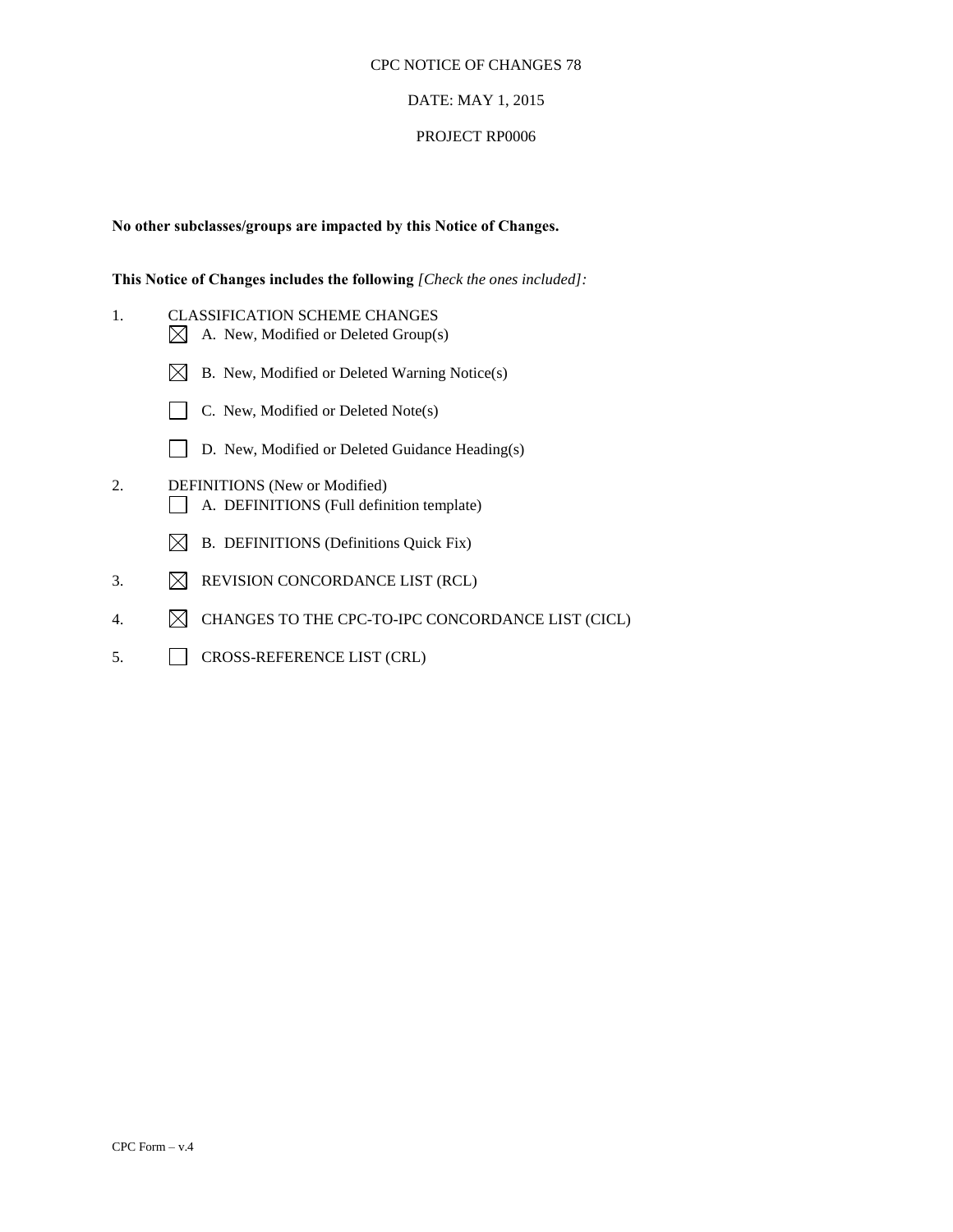CPC NOTICE OF CHANGES 78

DATE: MAY 1, 2015

PROJECT RP0006

**No other subclasses/groups are impacted by this Notice of Changes.**

**This Notice of Changes includes the following** *[Check the ones included]:*

1. CLASSIFICATION SCHEME CHANGES
   - ☒ A. New, Modified or Deleted Group(s)
   - ☒ B. New, Modified or Deleted Warning Notice(s)
   - ☐ C. New, Modified or Deleted Note(s)
   - ☐ D. New, Modified or Deleted Guidance Heading(s)
2. DEFINITIONS (New or Modified)
   - ☐ A. DEFINITIONS (Full definition template)
   - ☒ B. DEFINITIONS (Definitions Quick Fix)
3. ☒ REVISION CONCORDANCE LIST (RCL)
4. ☒ CHANGES TO THE CPC-TO-IPC CONCORDANCE LIST (CICL)
5. ☐ CROSS-REFERENCE LIST (CRL)

CPC Form – v.4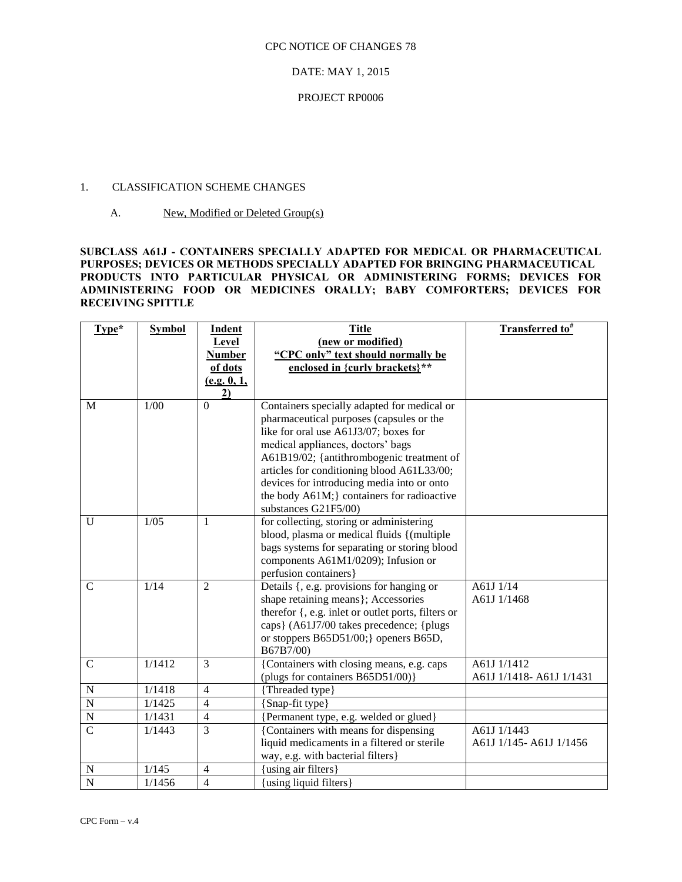CPC NOTICE OF CHANGES 78

DATE: MAY 1, 2015

PROJECT RP0006

1. CLASSIFICATION SCHEME CHANGES

A. New, Modified or Deleted Group(s)

**SUBCLASS A61J - CONTAINERS SPECIALLY ADAPTED FOR MEDICAL OR PHARMACEUTICAL PURPOSES; DEVICES OR METHODS SPECIALLY ADAPTED FOR BRINGING PHARMACEUTICAL PRODUCTS INTO PARTICULAR PHYSICAL OR ADMINISTERING FORMS; DEVICES FOR ADMINISTERING FOOD OR MEDICINES ORALLY; BABY COMFORTERS; DEVICES FOR RECEIVING SPITTLE**

| Type* | Symbol | Indent Level Number of dots (e.g. 0, 1, 2) | Title (new or modified) "CPC only" text should normally be enclosed in {curly brackets}** | Transferred to# |
|---|---|---|---|---|
| M | 1/00 | 0 | Containers specially adapted for medical or pharmaceutical purposes (capsules or the like for oral use A61J3/07; boxes for medical appliances, doctors' bags A61B19/02; {antithrombogenic treatment of articles for conditioning blood A61L33/00; devices for introducing media into or onto the body A61M;} containers for radioactive substances G21F5/00) | |
| U | 1/05 | 1 | for collecting, storing or administering blood, plasma or medical fluids {(multiple bags systems for separating or storing blood components A61M1/0209); Infusion or perfusion containers} | |
| C | 1/14 | 2 | Details {, e.g. provisions for hanging or shape retaining means}; Accessories therefor {, e.g. inlet or outlet ports, filters or caps} (A61J7/00 takes precedence; {plugs or stoppers B65D51/00;} openers B65D, B67B7/00) | A61J 1/14<br>A61J 1/1468 |
| C | 1/1412 | 3 | {Containers with closing means, e.g. caps (plugs for containers B65D51/00)} | A61J 1/1412<br>A61J 1/1418- A61J 1/1431 |
| N | 1/1418 | 4 | {Threaded type} | |
| N | 1/1425 | 4 | {Snap-fit type} | |
| N | 1/1431 | 4 | {Permanent type, e.g. welded or glued} | |
| C | 1/1443 | 3 | {Containers with means for dispensing liquid medicaments in a filtered or sterile way, e.g. with bacterial filters} | A61J 1/1443<br>A61J 1/145- A61J 1/1456 |
| N | 1/145 | 4 | {using air filters} | |
| N | 1/1456 | 4 | {using liquid filters} | |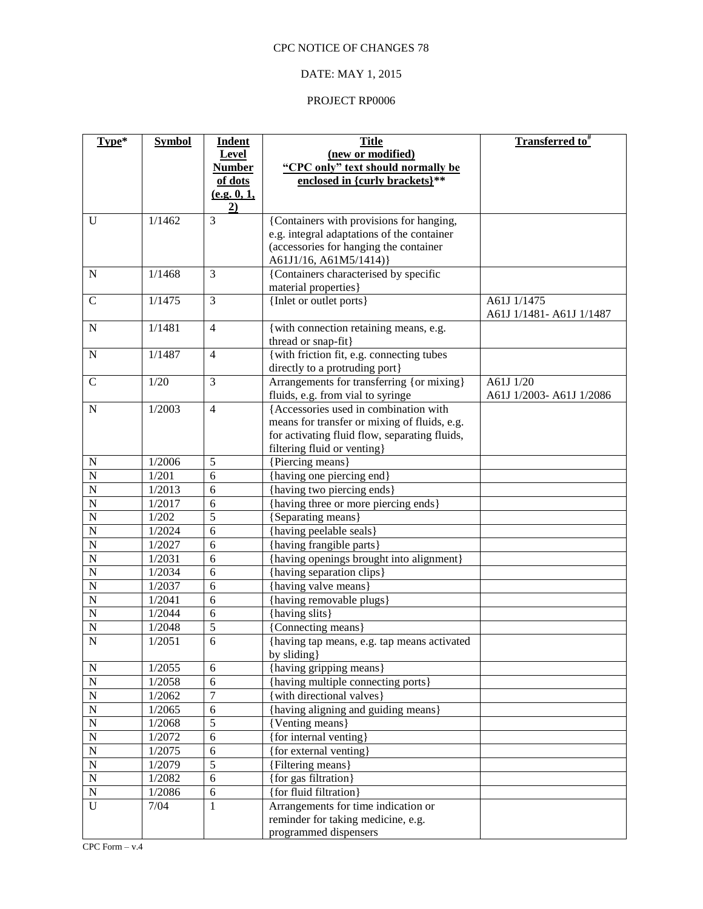CPC NOTICE OF CHANGES 78

DATE: MAY 1, 2015

PROJECT RP0006

| Type* | Symbol | Indent Level Number of dots (e.g. 0, 1, 2) | Title (new or modified) "CPC only" text should normally be enclosed in {curly brackets}** | Transferred to# |
|---|---|---|---|---|
| U | 1/1462 | 3 | {Containers with provisions for hanging, e.g. integral adaptations of the container (accessories for hanging the container A61J1/16, A61M5/1414)} | |
| N | 1/1468 | 3 | {Containers characterised by specific material properties} | |
| C | 1/1475 | 3 | {Inlet or outlet ports} | A61J 1/1475 A61J 1/1481- A61J 1/1487 |
| N | 1/1481 | 4 | {with connection retaining means, e.g. thread or snap-fit} | |
| N | 1/1487 | 4 | {with friction fit, e.g. connecting tubes directly to a protruding port} | |
| C | 1/20 | 3 | Arrangements for transferring {or mixing} fluids, e.g. from vial to syringe | A61J 1/20 A61J 1/2003- A61J 1/2086 |
| N | 1/2003 | 4 | {Accessories used in combination with means for transfer or mixing of fluids, e.g. for activating fluid flow, separating fluids, filtering fluid or venting} | |
| N | 1/2006 | 5 | {Piercing means} | |
| N | 1/201 | 6 | {having one piercing end} | |
| N | 1/2013 | 6 | {having two piercing ends} | |
| N | 1/2017 | 6 | {having three or more piercing ends} | |
| N | 1/202 | 5 | {Separating means} | |
| N | 1/2024 | 6 | {having peelable seals} | |
| N | 1/2027 | 6 | {having frangible parts} | |
| N | 1/2031 | 6 | {having openings brought into alignment} | |
| N | 1/2034 | 6 | {having separation clips} | |
| N | 1/2037 | 6 | {having valve means} | |
| N | 1/2041 | 6 | {having removable plugs} | |
| N | 1/2044 | 6 | {having slits} | |
| N | 1/2048 | 5 | {Connecting means} | |
| N | 1/2051 | 6 | {having tap means, e.g. tap means activated by sliding} | |
| N | 1/2055 | 6 | {having gripping means} | |
| N | 1/2058 | 6 | {having multiple connecting ports} | |
| N | 1/2062 | 7 | {with directional valves} | |
| N | 1/2065 | 6 | {having aligning and guiding means} | |
| N | 1/2068 | 5 | {Venting means} | |
| N | 1/2072 | 6 | {for internal venting} | |
| N | 1/2075 | 6 | {for external venting} | |
| N | 1/2079 | 5 | {Filtering means} | |
| N | 1/2082 | 6 | {for gas filtration} | |
| N | 1/2086 | 6 | {for fluid filtration} | |
| U | 7/04 | 1 | Arrangements for time indication or reminder for taking medicine, e.g. programmed dispensers | |

CPC Form – v.4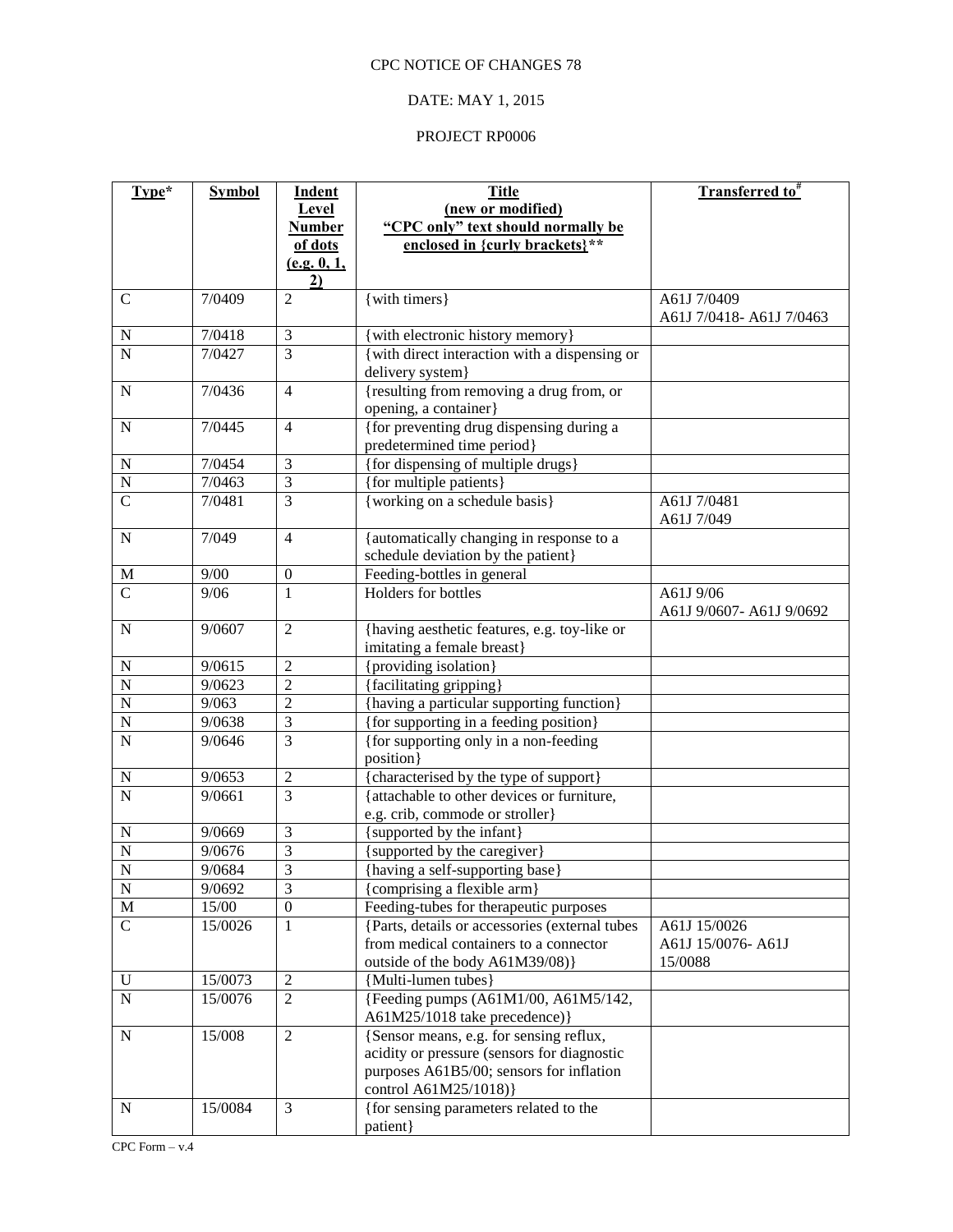CPC NOTICE OF CHANGES 78

DATE: MAY 1, 2015

PROJECT RP0006

| Type* | Symbol | Indent Level Number of dots (e.g. 0, 1, 2) | Title (new or modified) "CPC only" text should normally be enclosed in {curly brackets}** | Transferred to# |
|---|---|---|---|---|
| C | 7/0409 | 2 | {with timers} | A61J 7/0409 A61J 7/0418- A61J 7/0463 |
| N | 7/0418 | 3 | {with electronic history memory} | |
| N | 7/0427 | 3 | {with direct interaction with a dispensing or delivery system} | |
| N | 7/0436 | 4 | {resulting from removing a drug from, or opening, a container} | |
| N | 7/0445 | 4 | {for preventing drug dispensing during a predetermined time period} | |
| N | 7/0454 | 3 | {for dispensing of multiple drugs} | |
| N | 7/0463 | 3 | {for multiple patients} | |
| C | 7/0481 | 3 | {working on a schedule basis} | A61J 7/0481 A61J 7/049 |
| N | 7/049 | 4 | {automatically changing in response to a schedule deviation by the patient} | |
| M | 9/00 | 0 | Feeding-bottles in general | |
| C | 9/06 | 1 | Holders for bottles | A61J 9/06 A61J 9/0607- A61J 9/0692 |
| N | 9/0607 | 2 | {having aesthetic features, e.g. toy-like or imitating a female breast} | |
| N | 9/0615 | 2 | {providing isolation} | |
| N | 9/0623 | 2 | {facilitating gripping} | |
| N | 9/063 | 2 | {having a particular supporting function} | |
| N | 9/0638 | 3 | {for supporting in a feeding position} | |
| N | 9/0646 | 3 | {for supporting only in a non-feeding position} | |
| N | 9/0653 | 2 | {characterised by the type of support} | |
| N | 9/0661 | 3 | {attachable to other devices or furniture, e.g. crib, commode or stroller} | |
| N | 9/0669 | 3 | {supported by the infant} | |
| N | 9/0676 | 3 | {supported by the caregiver} | |
| N | 9/0684 | 3 | {having a self-supporting base} | |
| N | 9/0692 | 3 | {comprising a flexible arm} | |
| M | 15/00 | 0 | Feeding-tubes for therapeutic purposes | |
| C | 15/0026 | 1 | {Parts, details or accessories (external tubes from medical containers to a connector outside of the body A61M39/08)} | A61J 15/0026 A61J 15/0076- A61J 15/0088 |
| U | 15/0073 | 2 | {Multi-lumen tubes} | |
| N | 15/0076 | 2 | {Feeding pumps (A61M1/00, A61M5/142, A61M25/1018 take precedence)} | |
| N | 15/008 | 2 | {Sensor means, e.g. for sensing reflux, acidity or pressure (sensors for diagnostic purposes A61B5/00; sensors for inflation control A61M25/1018)} | |
| N | 15/0084 | 3 | {for sensing parameters related to the patient} | |

CPC Form – v.4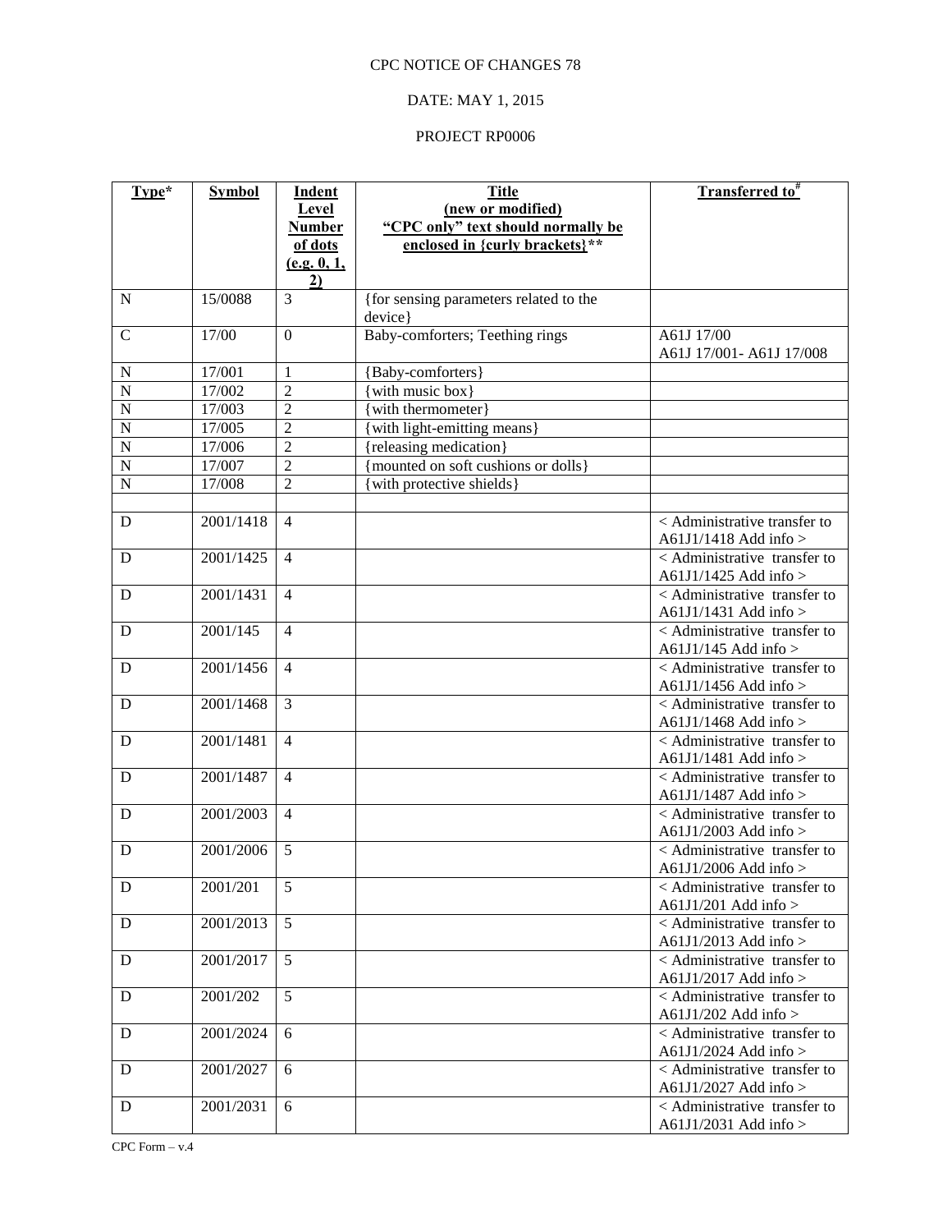CPC NOTICE OF CHANGES 78

DATE: MAY 1, 2015

PROJECT RP0006

| Type* | Symbol | Indent Level Number of dots (e.g. 0, 1, 2) | Title (new or modified) "CPC only" text should normally be enclosed in {curly brackets}** | Transferred to[#] |
|---|---|---|---|---|
| N | 15/0088 | 3 | {for sensing parameters related to the device} | |
| C | 17/00 | 0 | Baby-comforters; Teething rings | A61J 17/00 A61J 17/001- A61J 17/008 |
| N | 17/001 | 1 | {Baby-comforters} | |
| N | 17/002 | 2 | {with music box} | |
| N | 17/003 | 2 | {with thermometer} | |
| N | 17/005 | 2 | {with light-emitting means} | |
| N | 17/006 | 2 | {releasing medication} | |
| N | 17/007 | 2 | {mounted on soft cushions or dolls} | |
| N | 17/008 | 2 | {with protective shields} | |
| | | | | |
| D | 2001/1418 | 4 | | < Administrative transfer to A61J1/1418 Add info > |
| D | 2001/1425 | 4 | | < Administrative transfer to A61J1/1425 Add info > |
| D | 2001/1431 | 4 | | < Administrative transfer to A61J1/1431 Add info > |
| D | 2001/145 | 4 | | < Administrative transfer to A61J1/145 Add info > |
| D | 2001/1456 | 4 | | < Administrative transfer to A61J1/1456 Add info > |
| D | 2001/1468 | 3 | | < Administrative transfer to A61J1/1468 Add info > |
| D | 2001/1481 | 4 | | < Administrative transfer to A61J1/1481 Add info > |
| D | 2001/1487 | 4 | | < Administrative transfer to A61J1/1487 Add info > |
| D | 2001/2003 | 4 | | < Administrative transfer to A61J1/2003 Add info > |
| D | 2001/2006 | 5 | | < Administrative transfer to A61J1/2006 Add info > |
| D | 2001/201 | 5 | | < Administrative transfer to A61J1/201 Add info > |
| D | 2001/2013 | 5 | | < Administrative transfer to A61J1/2013 Add info > |
| D | 2001/2017 | 5 | | < Administrative transfer to A61J1/2017 Add info > |
| D | 2001/202 | 5 | | < Administrative transfer to A61J1/202 Add info > |
| D | 2001/2024 | 6 | | < Administrative transfer to A61J1/2024 Add info > |
| D | 2001/2027 | 6 | | < Administrative transfer to A61J1/2027 Add info > |
| D | 2001/2031 | 6 | | < Administrative transfer to A61J1/2031 Add info > |

CPC Form – v.4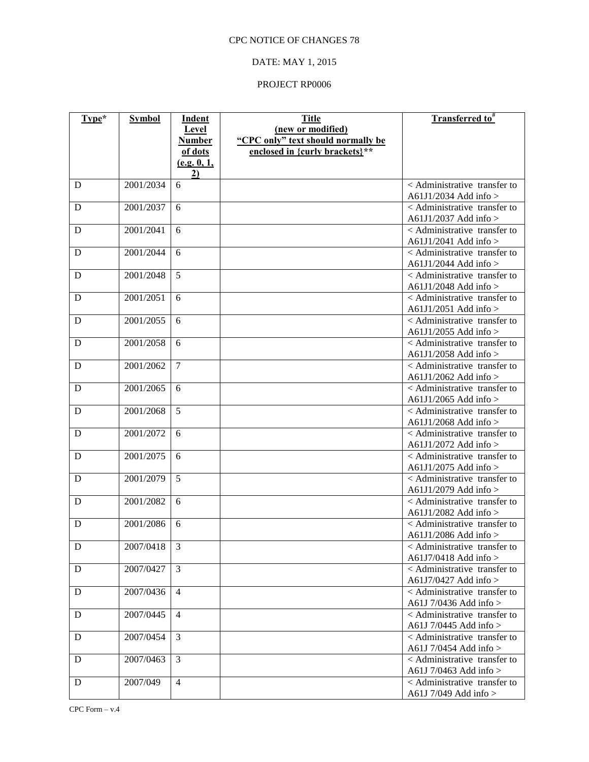CPC NOTICE OF CHANGES 78

DATE: MAY 1, 2015

PROJECT RP0006

| Type* | Symbol | Indent Level Number of dots (e.g. 0, 1, 2) | Title (new or modified) "CPC only" text should normally be enclosed in {curly brackets}** | Transferred to# |
|---|---|---|---|---|
| D | 2001/2034 | 6 | | < Administrative transfer to A61J1/2034 Add info > |
| D | 2001/2037 | 6 | | < Administrative transfer to A61J1/2037 Add info > |
| D | 2001/2041 | 6 | | < Administrative transfer to A61J1/2041 Add info > |
| D | 2001/2044 | 6 | | < Administrative transfer to A61J1/2044 Add info > |
| D | 2001/2048 | 5 | | < Administrative transfer to A61J1/2048 Add info > |
| D | 2001/2051 | 6 | | < Administrative transfer to A61J1/2051 Add info > |
| D | 2001/2055 | 6 | | < Administrative transfer to A61J1/2055 Add info > |
| D | 2001/2058 | 6 | | < Administrative transfer to A61J1/2058 Add info > |
| D | 2001/2062 | 7 | | < Administrative transfer to A61J1/2062 Add info > |
| D | 2001/2065 | 6 | | < Administrative transfer to A61J1/2065 Add info > |
| D | 2001/2068 | 5 | | < Administrative transfer to A61J1/2068 Add info > |
| D | 2001/2072 | 6 | | < Administrative transfer to A61J1/2072 Add info > |
| D | 2001/2075 | 6 | | < Administrative transfer to A61J1/2075 Add info > |
| D | 2001/2079 | 5 | | < Administrative transfer to A61J1/2079 Add info > |
| D | 2001/2082 | 6 | | < Administrative transfer to A61J1/2082 Add info > |
| D | 2001/2086 | 6 | | < Administrative transfer to A61J1/2086 Add info > |
| D | 2007/0418 | 3 | | < Administrative transfer to A61J7/0418 Add info > |
| D | 2007/0427 | 3 | | < Administrative transfer to A61J7/0427 Add info > |
| D | 2007/0436 | 4 | | < Administrative transfer to A61J 7/0436 Add info > |
| D | 2007/0445 | 4 | | < Administrative transfer to A61J 7/0445 Add info > |
| D | 2007/0454 | 3 | | < Administrative transfer to A61J 7/0454 Add info > |
| D | 2007/0463 | 3 | | < Administrative transfer to A61J 7/0463 Add info > |
| D | 2007/049 | 4 | | < Administrative transfer to A61J 7/049 Add info > |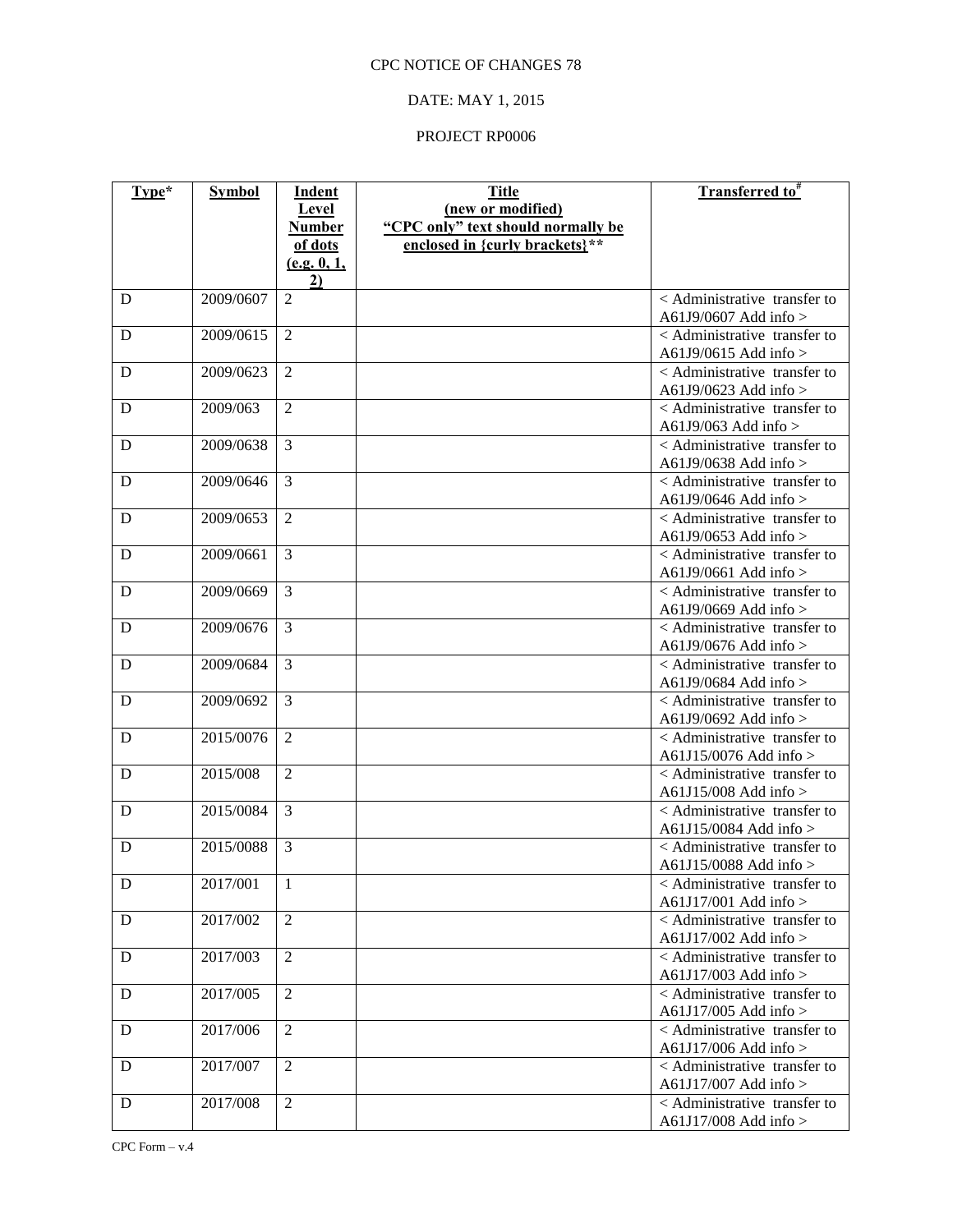CPC NOTICE OF CHANGES 78

DATE: MAY 1, 2015

PROJECT RP0006

| Type* | Symbol | Indent Level Number of dots (e.g. 0, 1, 2) | Title (new or modified) "CPC only" text should normally be enclosed in {curly brackets}** | Transferred to# |
|---|---|---|---|---|
| D | 2009/0607 | 2 | | < Administrative transfer to A61J9/0607 Add info > |
| D | 2009/0615 | 2 | | < Administrative transfer to A61J9/0615 Add info > |
| D | 2009/0623 | 2 | | < Administrative transfer to A61J9/0623 Add info > |
| D | 2009/063 | 2 | | < Administrative transfer to A61J9/063 Add info > |
| D | 2009/0638 | 3 | | < Administrative transfer to A61J9/0638 Add info > |
| D | 2009/0646 | 3 | | < Administrative transfer to A61J9/0646 Add info > |
| D | 2009/0653 | 2 | | < Administrative transfer to A61J9/0653 Add info > |
| D | 2009/0661 | 3 | | < Administrative transfer to A61J9/0661 Add info > |
| D | 2009/0669 | 3 | | < Administrative transfer to A61J9/0669 Add info > |
| D | 2009/0676 | 3 | | < Administrative transfer to A61J9/0676 Add info > |
| D | 2009/0684 | 3 | | < Administrative transfer to A61J9/0684 Add info > |
| D | 2009/0692 | 3 | | < Administrative transfer to A61J9/0692 Add info > |
| D | 2015/0076 | 2 | | < Administrative transfer to A61J15/0076 Add info > |
| D | 2015/008 | 2 | | < Administrative transfer to A61J15/008 Add info > |
| D | 2015/0084 | 3 | | < Administrative transfer to A61J15/0084 Add info > |
| D | 2015/0088 | 3 | | < Administrative transfer to A61J15/0088 Add info > |
| D | 2017/001 | 1 | | < Administrative transfer to A61J17/001 Add info > |
| D | 2017/002 | 2 | | < Administrative transfer to A61J17/002 Add info > |
| D | 2017/003 | 2 | | < Administrative transfer to A61J17/003 Add info > |
| D | 2017/005 | 2 | | < Administrative transfer to A61J17/005 Add info > |
| D | 2017/006 | 2 | | < Administrative transfer to A61J17/006 Add info > |
| D | 2017/007 | 2 | | < Administrative transfer to A61J17/007 Add info > |
| D | 2017/008 | 2 | | < Administrative transfer to A61J17/008 Add info > |

CPC Form – v.4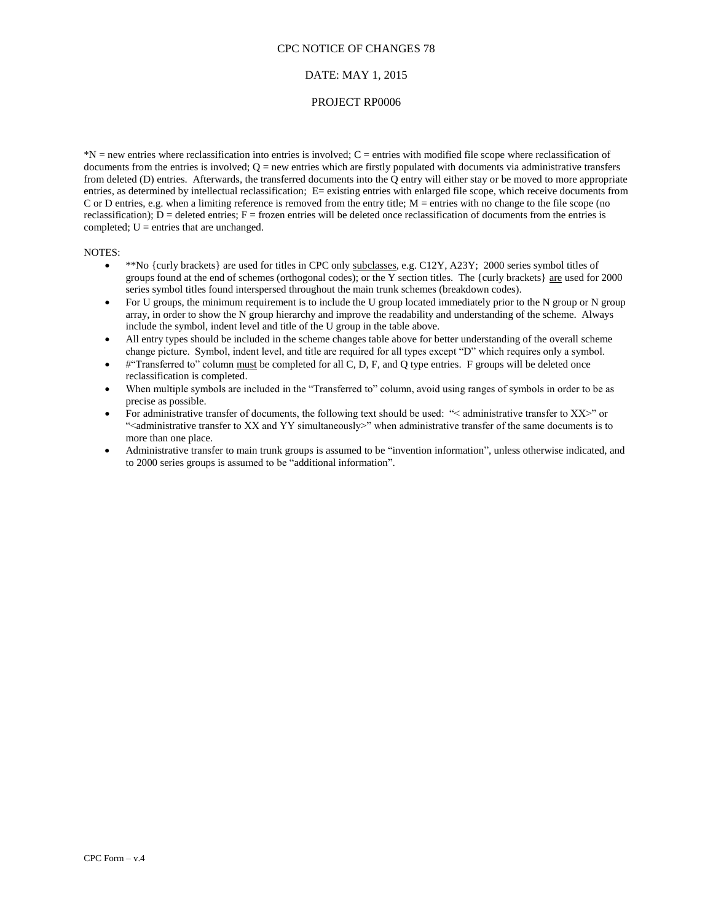CPC NOTICE OF CHANGES 78

DATE: MAY 1, 2015

PROJECT RP0006

*N = new entries where reclassification into entries is involved; C = entries with modified file scope where reclassification of documents from the entries is involved; Q = new entries which are firstly populated with documents via administrative transfers from deleted (D) entries. Afterwards, the transferred documents into the Q entry will either stay or be moved to more appropriate entries, as determined by intellectual reclassification; E= existing entries with enlarged file scope, which receive documents from C or D entries, e.g. when a limiting reference is removed from the entry title; M = entries with no change to the file scope (no reclassification); D = deleted entries; F = frozen entries will be deleted once reclassification of documents from the entries is completed; U = entries that are unchanged.

NOTES:

- **No {curly brackets} are used for titles in CPC only subclasses, e.g. C12Y, A23Y; 2000 series symbol titles of groups found at the end of schemes (orthogonal codes); or the Y section titles. The {curly brackets} are used for 2000 series symbol titles found interspersed throughout the main trunk schemes (breakdown codes).
- For U groups, the minimum requirement is to include the U group located immediately prior to the N group or N group array, in order to show the N group hierarchy and improve the readability and understanding of the scheme. Always include the symbol, indent level and title of the U group in the table above.
- All entry types should be included in the scheme changes table above for better understanding of the overall scheme change picture. Symbol, indent level, and title are required for all types except "D" which requires only a symbol.
- #"Transferred to" column must be completed for all C, D, F, and Q type entries. F groups will be deleted once reclassification is completed.
- When multiple symbols are included in the "Transferred to" column, avoid using ranges of symbols in order to be as precise as possible.
- For administrative transfer of documents, the following text should be used: "< administrative transfer to XX>" or "<administrative transfer to XX and YY simultaneously>" when administrative transfer of the same documents is to more than one place.
- Administrative transfer to main trunk groups is assumed to be "invention information", unless otherwise indicated, and to 2000 series groups is assumed to be "additional information".

CPC Form – v.4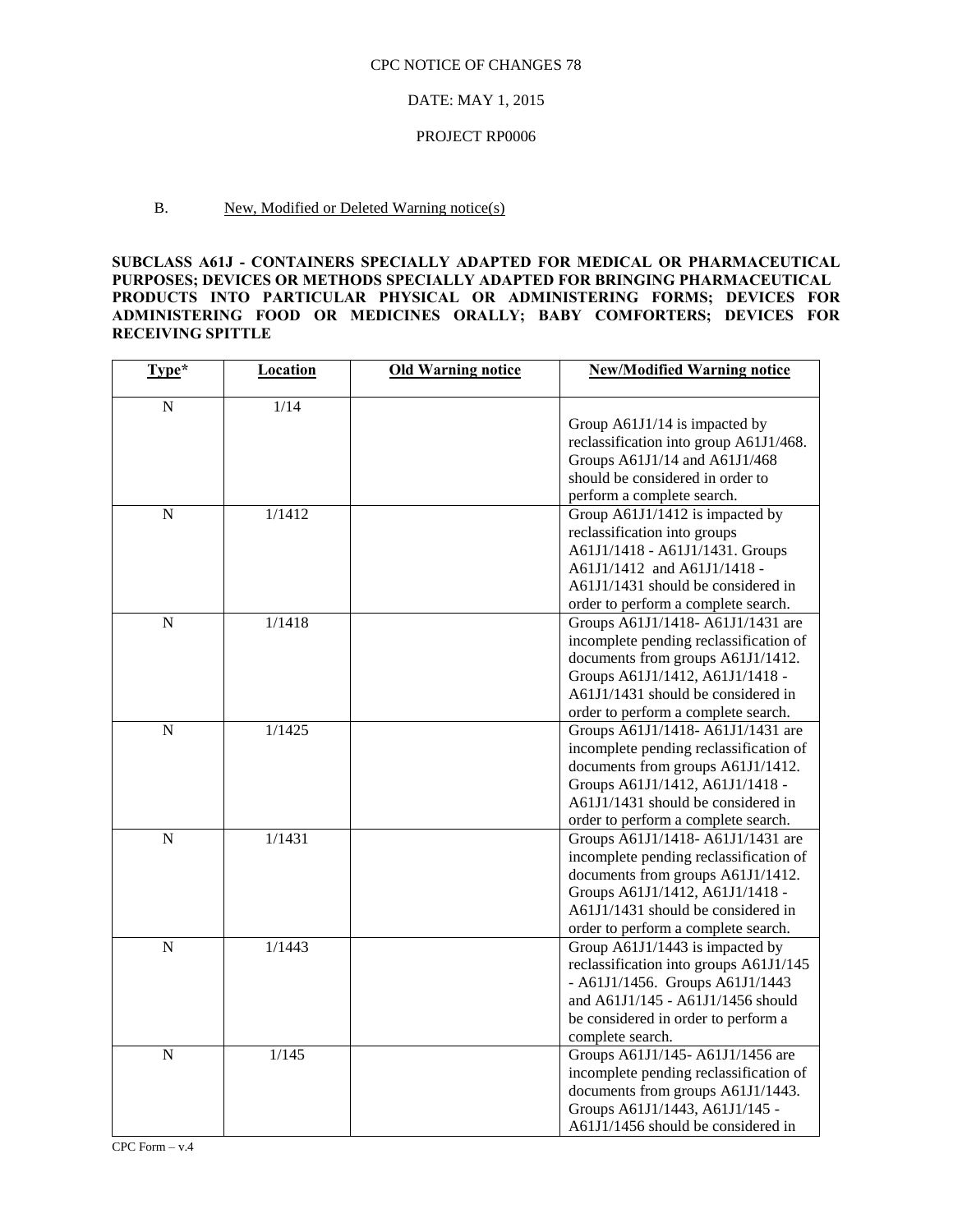CPC NOTICE OF CHANGES 78

DATE: MAY 1, 2015

PROJECT RP0006

B. New, Modified or Deleted Warning notice(s)

**SUBCLASS A61J - CONTAINERS SPECIALLY ADAPTED FOR MEDICAL OR PHARMACEUTICAL PURPOSES; DEVICES OR METHODS SPECIALLY ADAPTED FOR BRINGING PHARMACEUTICAL PRODUCTS INTO PARTICULAR PHYSICAL OR ADMINISTERING FORMS; DEVICES FOR ADMINISTERING FOOD OR MEDICINES ORALLY; BABY COMFORTERS; DEVICES FOR RECEIVING SPITTLE**

| Type* | Location | Old Warning notice | New/Modified Warning notice |
|---|---|---|---|
| N | 1/14 | | Group A61J1/14 is impacted by reclassification into group A61J1/468. Groups A61J1/14 and A61J1/468 should be considered in order to perform a complete search. |
| N | 1/1412 | | Group A61J1/1412 is impacted by reclassification into groups A61J1/1418 - A61J1/1431. Groups A61J1/1412 and A61J1/1418 - A61J1/1431 should be considered in order to perform a complete search. |
| N | 1/1418 | | Groups A61J1/1418- A61J1/1431 are incomplete pending reclassification of documents from groups A61J1/1412. Groups A61J1/1412, A61J1/1418 - A61J1/1431 should be considered in order to perform a complete search. |
| N | 1/1425 | | Groups A61J1/1418- A61J1/1431 are incomplete pending reclassification of documents from groups A61J1/1412. Groups A61J1/1412, A61J1/1418 - A61J1/1431 should be considered in order to perform a complete search. |
| N | 1/1431 | | Groups A61J1/1418- A61J1/1431 are incomplete pending reclassification of documents from groups A61J1/1412. Groups A61J1/1412, A61J1/1418 - A61J1/1431 should be considered in order to perform a complete search. |
| N | 1/1443 | | Group A61J1/1443 is impacted by reclassification into groups A61J1/145 - A61J1/1456. Groups A61J1/1443 and A61J1/145 - A61J1/1456 should be considered in order to perform a complete search. |
| N | 1/145 | | Groups A61J1/145- A61J1/1456 are incomplete pending reclassification of documents from groups A61J1/1443. Groups A61J1/1443, A61J1/145 - A61J1/1456 should be considered in |

CPC Form – v.4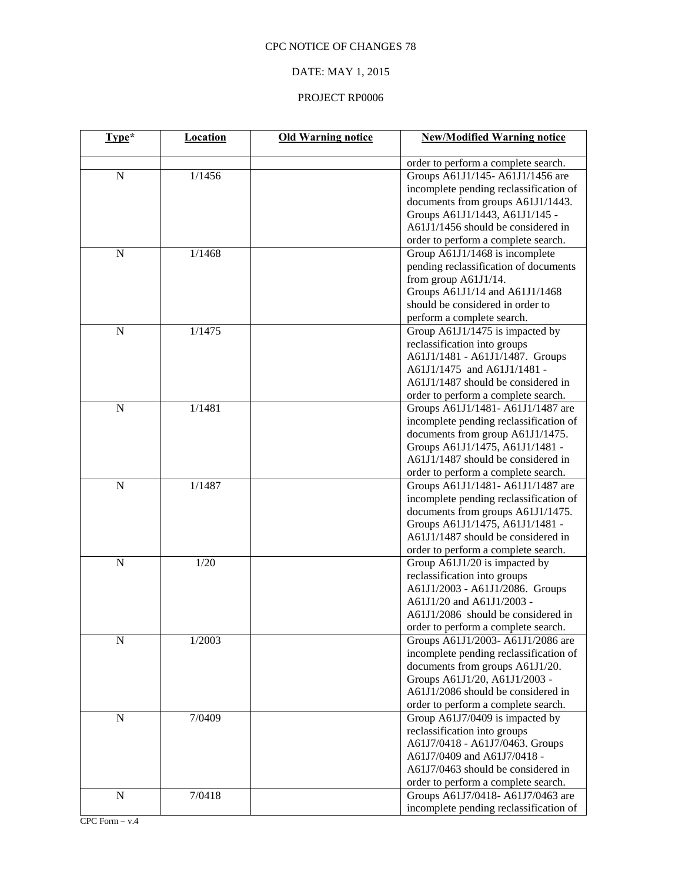CPC NOTICE OF CHANGES 78

DATE: MAY 1, 2015

PROJECT RP0006

| Type* | Location | Old Warning notice | New/Modified Warning notice |
|---|---|---|---|
| | | | order to perform a complete search. |
| N | 1/1456 | | Groups A61J1/145- A61J1/1456 are incomplete pending reclassification of documents from groups A61J1/1443. Groups A61J1/1443, A61J1/145 - A61J1/1456 should be considered in order to perform a complete search. |
| N | 1/1468 | | Group A61J1/1468 is incomplete pending reclassification of documents from group A61J1/14. Groups A61J1/14 and A61J1/1468 should be considered in order to perform a complete search. |
| N | 1/1475 | | Group A61J1/1475 is impacted by reclassification into groups A61J1/1481 - A61J1/1487. Groups A61J1/1475 and A61J1/1481 - A61J1/1487 should be considered in order to perform a complete search. |
| N | 1/1481 | | Groups A61J1/1481- A61J1/1487 are incomplete pending reclassification of documents from group A61J1/1475. Groups A61J1/1475, A61J1/1481 - A61J1/1487 should be considered in order to perform a complete search. |
| N | 1/1487 | | Groups A61J1/1481- A61J1/1487 are incomplete pending reclassification of documents from groups A61J1/1475. Groups A61J1/1475, A61J1/1481 - A61J1/1487 should be considered in order to perform a complete search. |
| N | 1/20 | | Group A61J1/20 is impacted by reclassification into groups A61J1/2003 - A61J1/2086. Groups A61J1/20 and A61J1/2003 - A61J1/2086 should be considered in order to perform a complete search. |
| N | 1/2003 | | Groups A61J1/2003- A61J1/2086 are incomplete pending reclassification of documents from groups A61J1/20. Groups A61J1/20, A61J1/2003 - A61J1/2086 should be considered in order to perform a complete search. |
| N | 7/0409 | | Group A61J7/0409 is impacted by reclassification into groups A61J7/0418 - A61J7/0463. Groups A61J7/0409 and A61J7/0418 - A61J7/0463 should be considered in order to perform a complete search. |
| N | 7/0418 | | Groups A61J7/0418- A61J7/0463 are incomplete pending reclassification of |

CPC Form – v.4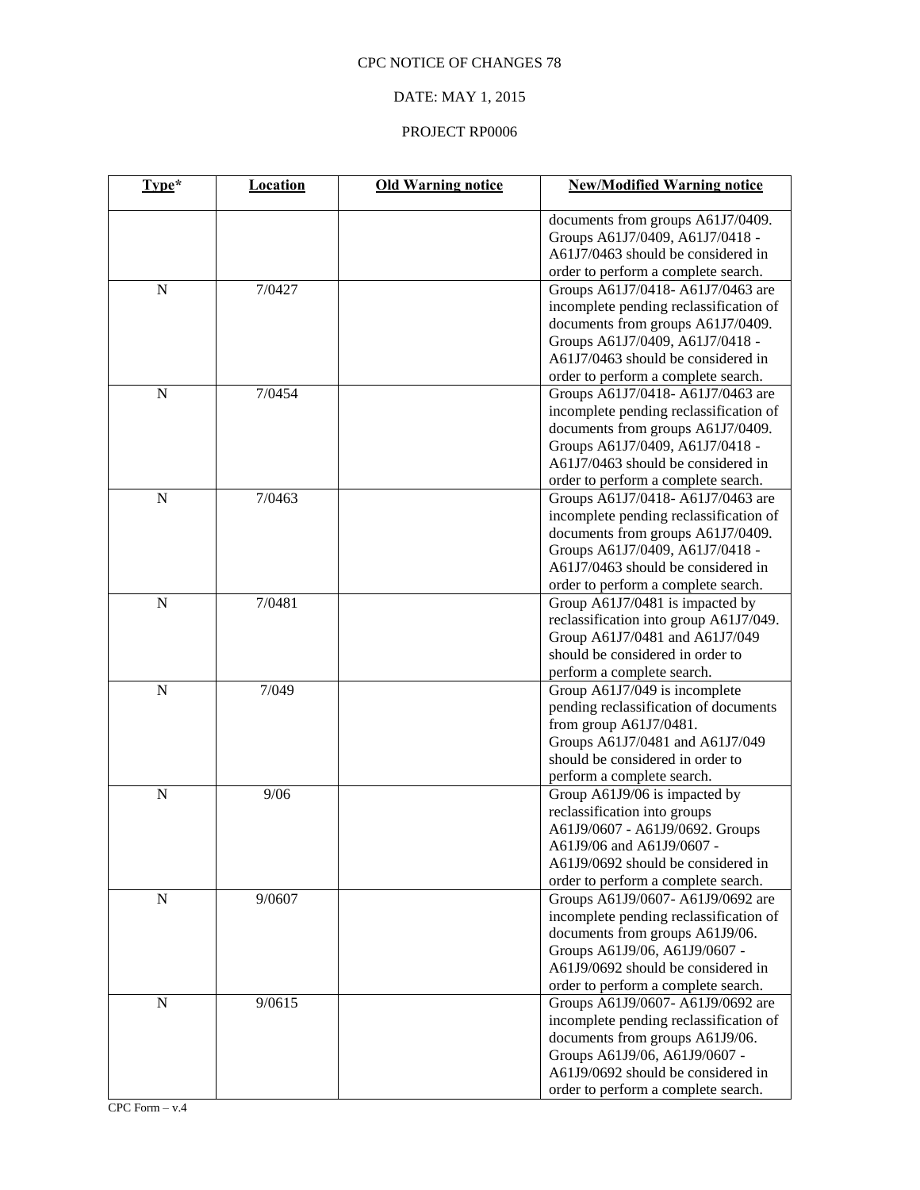CPC NOTICE OF CHANGES 78

DATE: MAY 1, 2015

PROJECT RP0006

| Type* | Location | Old Warning notice | New/Modified Warning notice |
|---|---|---|---|
| | | | documents from groups A61J7/0409. Groups A61J7/0409, A61J7/0418 - A61J7/0463 should be considered in order to perform a complete search. |
| N | 7/0427 | | Groups A61J7/0418- A61J7/0463 are incomplete pending reclassification of documents from groups A61J7/0409. Groups A61J7/0409, A61J7/0418 - A61J7/0463 should be considered in order to perform a complete search. |
| N | 7/0454 | | Groups A61J7/0418- A61J7/0463 are incomplete pending reclassification of documents from groups A61J7/0409. Groups A61J7/0409, A61J7/0418 - A61J7/0463 should be considered in order to perform a complete search. |
| N | 7/0463 | | Groups A61J7/0418- A61J7/0463 are incomplete pending reclassification of documents from groups A61J7/0409. Groups A61J7/0409, A61J7/0418 - A61J7/0463 should be considered in order to perform a complete search. |
| N | 7/0481 | | Group A61J7/0481 is impacted by reclassification into group A61J7/049. Group A61J7/0481 and A61J7/049 should be considered in order to perform a complete search. |
| N | 7/049 | | Group A61J7/049 is incomplete pending reclassification of documents from group A61J7/0481. Groups A61J7/0481 and A61J7/049 should be considered in order to perform a complete search. |
| N | 9/06 | | Group A61J9/06 is impacted by reclassification into groups A61J9/0607 - A61J9/0692. Groups A61J9/06 and A61J9/0607 - A61J9/0692 should be considered in order to perform a complete search. |
| N | 9/0607 | | Groups A61J9/0607- A61J9/0692 are incomplete pending reclassification of documents from groups A61J9/06. Groups A61J9/06, A61J9/0607 - A61J9/0692 should be considered in order to perform a complete search. |
| N | 9/0615 | | Groups A61J9/0607- A61J9/0692 are incomplete pending reclassification of documents from groups A61J9/06. Groups A61J9/06, A61J9/0607 - A61J9/0692 should be considered in order to perform a complete search. |

CPC Form – v.4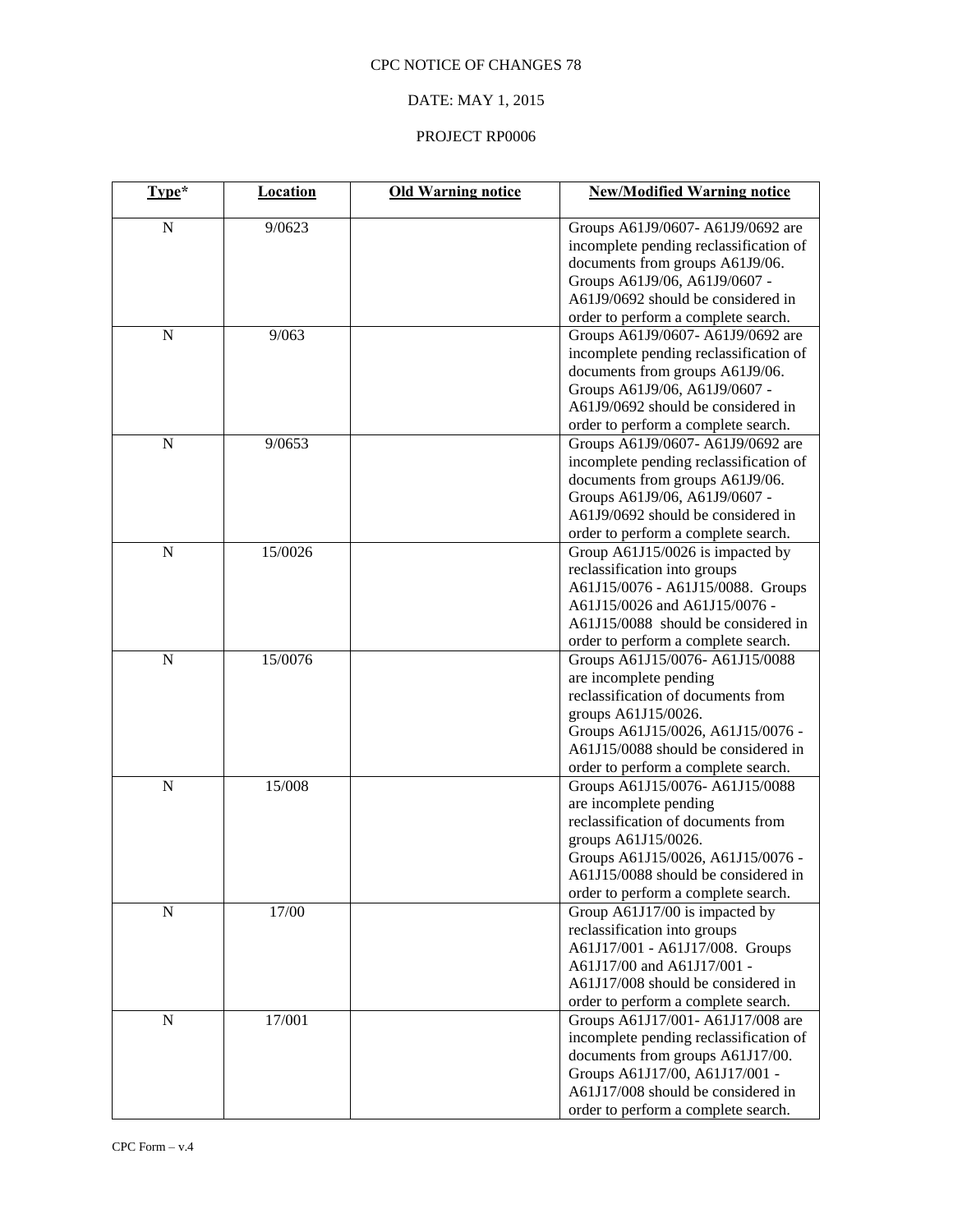CPC NOTICE OF CHANGES 78

DATE: MAY 1, 2015

PROJECT RP0006

| Type* | Location | Old Warning notice | New/Modified Warning notice |
|---|---|---|---|
| N | 9/0623 | | Groups A61J9/0607- A61J9/0692 are incomplete pending reclassification of documents from groups A61J9/06. Groups A61J9/06, A61J9/0607 - A61J9/0692 should be considered in order to perform a complete search. |
| N | 9/063 | | Groups A61J9/0607- A61J9/0692 are incomplete pending reclassification of documents from groups A61J9/06. Groups A61J9/06, A61J9/0607 - A61J9/0692 should be considered in order to perform a complete search. |
| N | 9/0653 | | Groups A61J9/0607- A61J9/0692 are incomplete pending reclassification of documents from groups A61J9/06. Groups A61J9/06, A61J9/0607 - A61J9/0692 should be considered in order to perform a complete search. |
| N | 15/0026 | | Group A61J15/0026 is impacted by reclassification into groups A61J15/0076 - A61J15/0088. Groups A61J15/0026 and A61J15/0076 - A61J15/0088 should be considered in order to perform a complete search. |
| N | 15/0076 | | Groups A61J15/0076- A61J15/0088 are incomplete pending reclassification of documents from groups A61J15/0026. Groups A61J15/0026, A61J15/0076 - A61J15/0088 should be considered in order to perform a complete search. |
| N | 15/008 | | Groups A61J15/0076- A61J15/0088 are incomplete pending reclassification of documents from groups A61J15/0026. Groups A61J15/0026, A61J15/0076 - A61J15/0088 should be considered in order to perform a complete search. |
| N | 17/00 | | Group A61J17/00 is impacted by reclassification into groups A61J17/001 - A61J17/008. Groups A61J17/00 and A61J17/001 - A61J17/008 should be considered in order to perform a complete search. |
| N | 17/001 | | Groups A61J17/001- A61J17/008 are incomplete pending reclassification of documents from groups A61J17/00. Groups A61J17/00, A61J17/001 - A61J17/008 should be considered in order to perform a complete search. |

CPC Form – v.4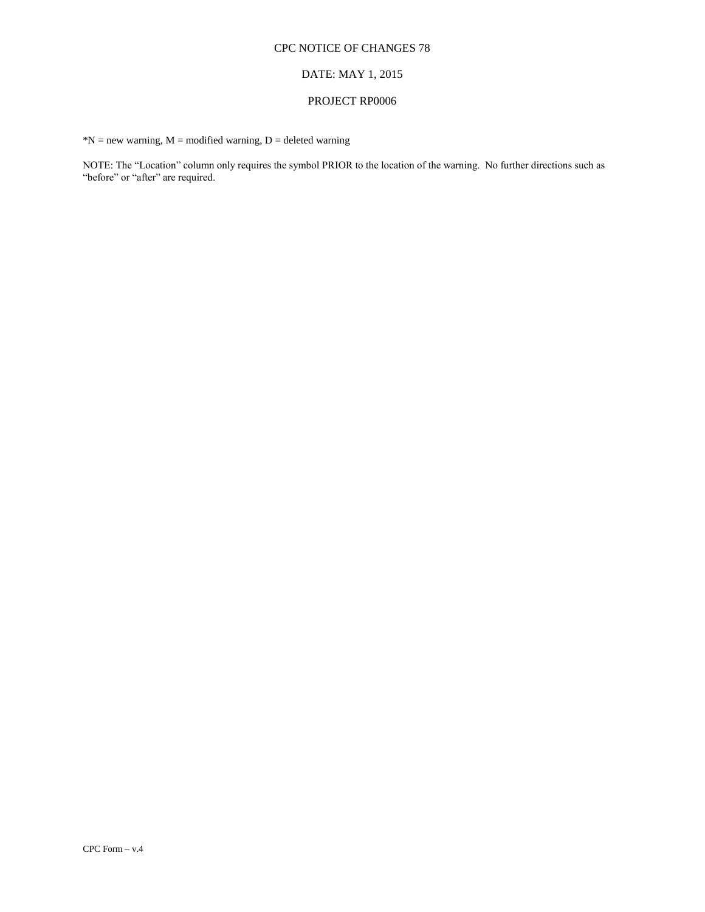CPC NOTICE OF CHANGES 78

DATE: MAY 1, 2015

PROJECT RP0006

*N = new warning, M = modified warning, D = deleted warning

NOTE: The "Location" column only requires the symbol PRIOR to the location of the warning. No further directions such as "before" or "after" are required.

CPC Form – v.4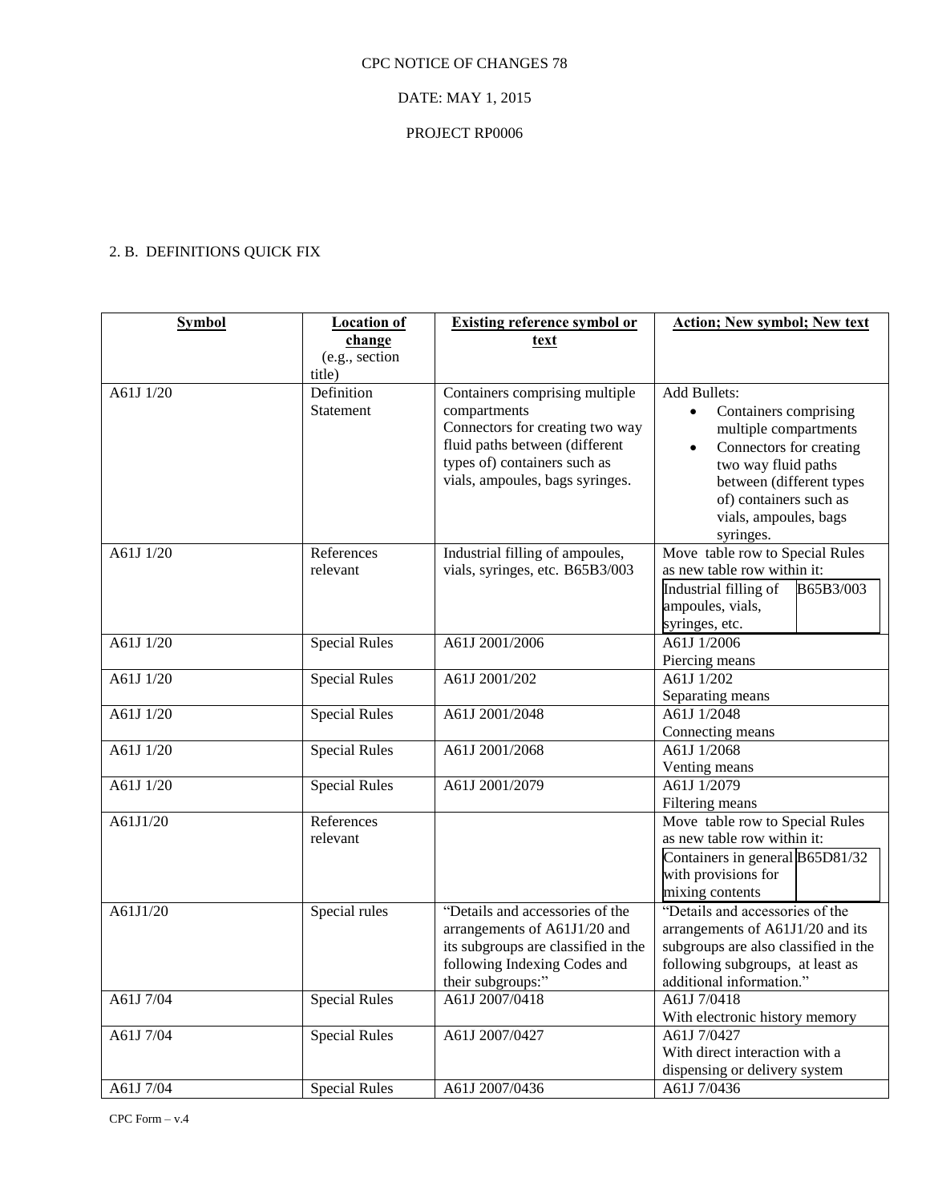CPC NOTICE OF CHANGES 78

DATE: MAY 1, 2015

PROJECT RP0006

2. B. DEFINITIONS QUICK FIX

| Symbol | Location of change (e.g., section title) | Existing reference symbol or text | Action; New symbol; New text |
|---|---|---|---|
| A61J 1/20 | Definition Statement | Containers comprising multiple compartments<br>Connectors for creating two way fluid paths between (different types of) containers such as vials, ampoules, bags syringes. | Add Bullets:<br>• Containers comprising multiple compartments<br>• Connectors for creating two way fluid paths between (different types of) containers such as vials, ampoules, bags syringes. |
| A61J 1/20 | References relevant | Industrial filling of ampoules, vials, syringes, etc. B65B3/003 | Move table row to Special Rules as new table row within it:<br>Industrial filling of ampoules, vials, syringes, etc. \| B65B3/003 |
| A61J 1/20 | Special Rules | A61J 2001/2006 | A61J 1/2006<br>Piercing means |
| A61J 1/20 | Special Rules | A61J 2001/202 | A61J 1/202<br>Separating means |
| A61J 1/20 | Special Rules | A61J 2001/2048 | A61J 1/2048<br>Connecting means |
| A61J 1/20 | Special Rules | A61J 2001/2068 | A61J 1/2068<br>Venting means |
| A61J 1/20 | Special Rules | A61J 2001/2079 | A61J 1/2079<br>Filtering means |
| A61J1/20 | References relevant | | Move table row to Special Rules as new table row within it:<br>Containers in general with provisions for mixing contents \| B65D81/32 |
| A61J1/20 | Special rules | "Details and accessories of the arrangements of A61J1/20 and its subgroups are classified in the following Indexing Codes and their subgroups:" | "Details and accessories of the arrangements of A61J1/20 and its subgroups are also classified in the following subgroups, at least as additional information." |
| A61J 7/04 | Special Rules | A61J 2007/0418 | A61J 7/0418<br>With electronic history memory |
| A61J 7/04 | Special Rules | A61J 2007/0427 | A61J 7/0427<br>With direct interaction with a dispensing or delivery system |
| A61J 7/04 | Special Rules | A61J 2007/0436 | A61J 7/0436 |

CPC Form – v.4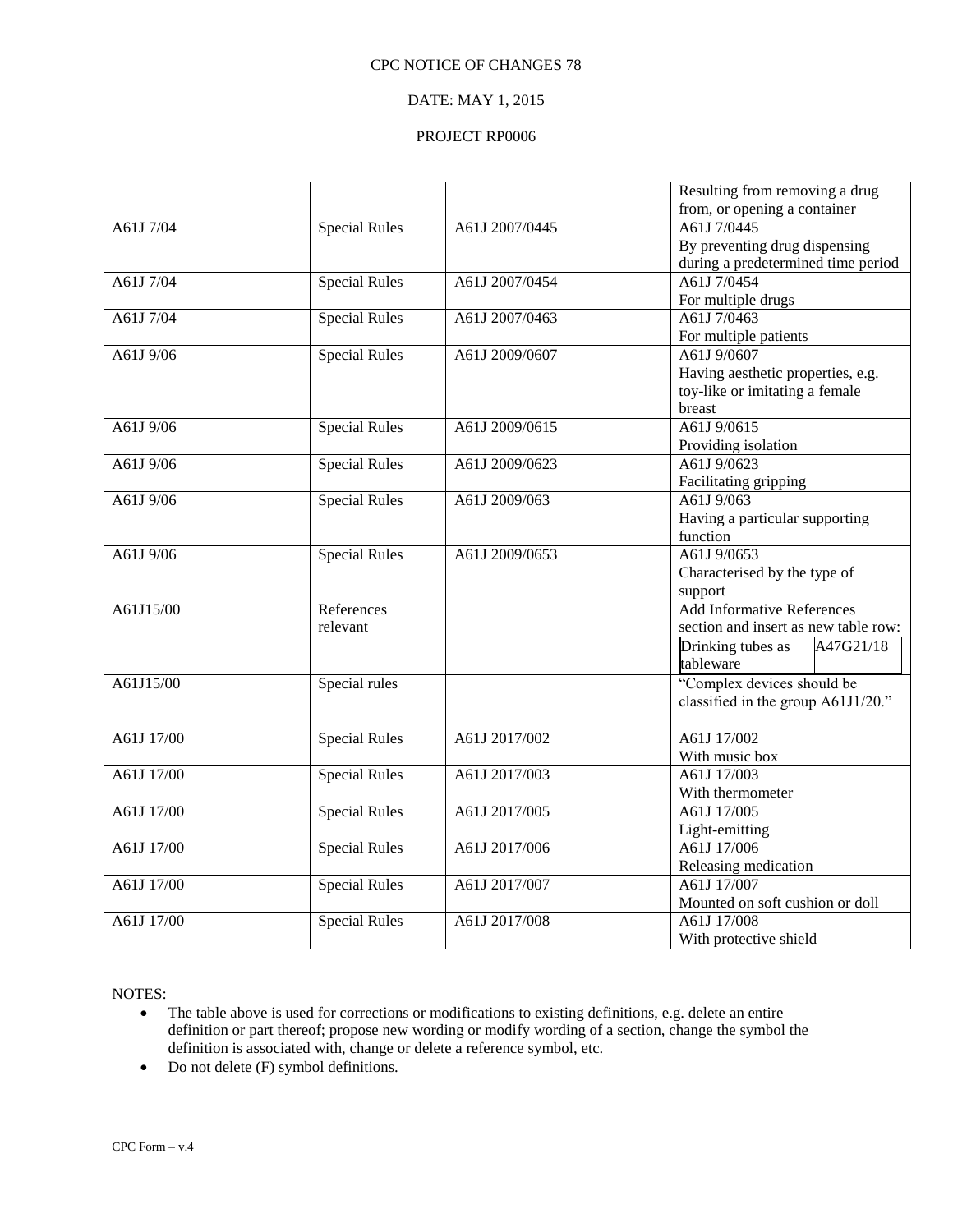CPC NOTICE OF CHANGES 78

DATE: MAY 1, 2015

PROJECT RP0006

| | | | |
|---|---|---|---|
| | | | Resulting from removing a drug from, or opening a container |
| A61J 7/04 | Special Rules | A61J 2007/0445 | A61J 7/0445<br>By preventing drug dispensing during a predetermined time period |
| A61J 7/04 | Special Rules | A61J 2007/0454 | A61J 7/0454<br>For multiple drugs |
| A61J 7/04 | Special Rules | A61J 2007/0463 | A61J 7/0463<br>For multiple patients |
| A61J 9/06 | Special Rules | A61J 2009/0607 | A61J 9/0607<br>Having aesthetic properties, e.g. toy-like or imitating a female breast |
| A61J 9/06 | Special Rules | A61J 2009/0615 | A61J 9/0615<br>Providing isolation |
| A61J 9/06 | Special Rules | A61J 2009/0623 | A61J 9/0623<br>Facilitating gripping |
| A61J 9/06 | Special Rules | A61J 2009/063 | A61J 9/063<br>Having a particular supporting function |
| A61J 9/06 | Special Rules | A61J 2009/0653 | A61J 9/0653<br>Characterised by the type of support |
| A61J15/00 | References relevant | | Add Informative References section and insert as new table row:<br>Drinking tubes as tableware \| A47G21/18 |
| A61J15/00 | Special rules | | "Complex devices should be classified in the group A61J1/20." |
| A61J 17/00 | Special Rules | A61J 2017/002 | A61J 17/002<br>With music box |
| A61J 17/00 | Special Rules | A61J 2017/003 | A61J 17/003<br>With thermometer |
| A61J 17/00 | Special Rules | A61J 2017/005 | A61J 17/005<br>Light-emitting |
| A61J 17/00 | Special Rules | A61J 2017/006 | A61J 17/006<br>Releasing medication |
| A61J 17/00 | Special Rules | A61J 2017/007 | A61J 17/007<br>Mounted on soft cushion or doll |
| A61J 17/00 | Special Rules | A61J 2017/008 | A61J 17/008<br>With protective shield |

NOTES:

- The table above is used for corrections or modifications to existing definitions, e.g. delete an entire definition or part thereof; propose new wording or modify wording of a section, change the symbol the definition is associated with, change or delete a reference symbol, etc.
- Do not delete (F) symbol definitions.

CPC Form – v.4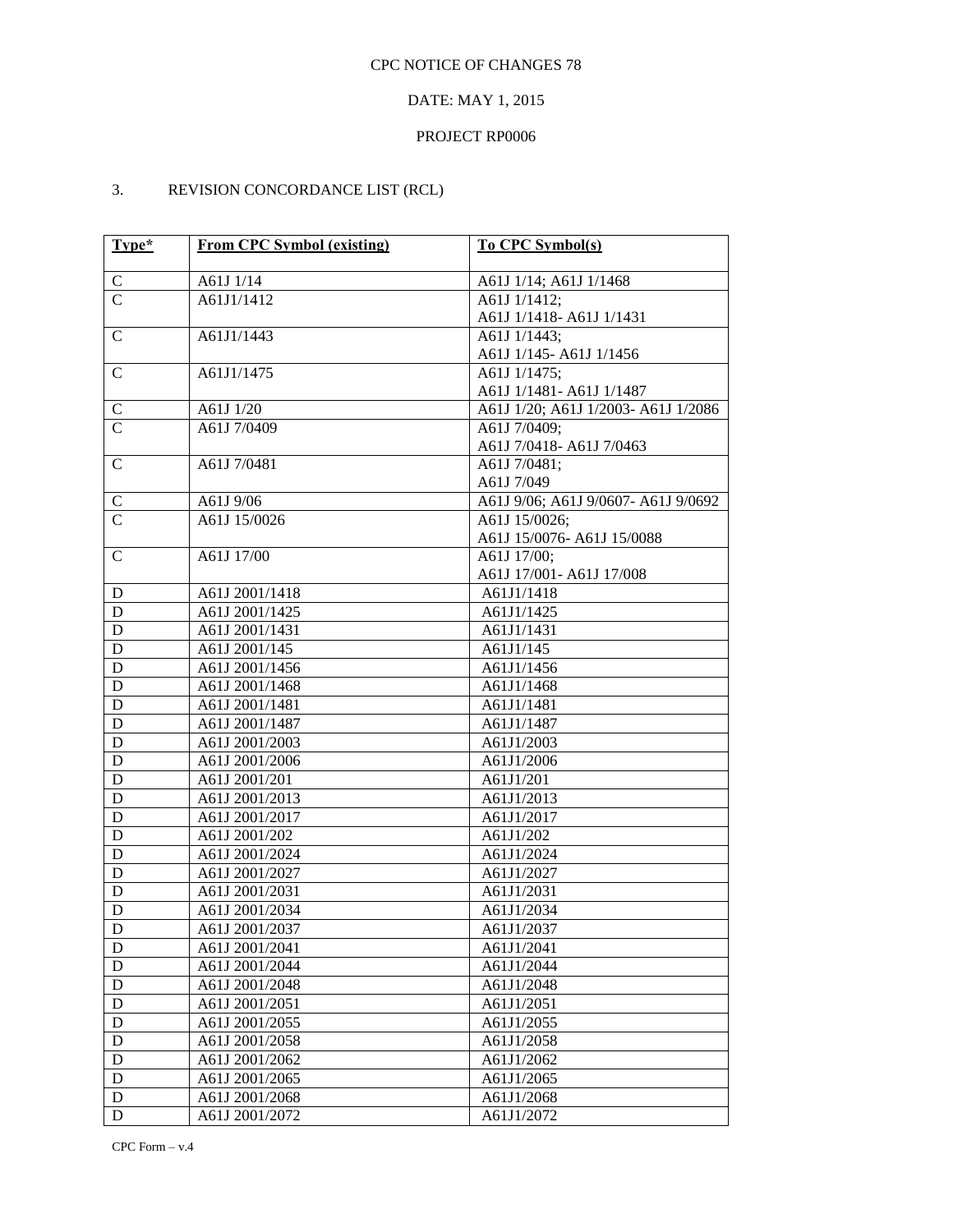CPC NOTICE OF CHANGES 78

DATE: MAY 1, 2015

PROJECT RP0006

3. REVISION CONCORDANCE LIST (RCL)

| Type* | From CPC Symbol (existing) | To CPC Symbol(s) |
|---|---|---|
| C | A61J 1/14 | A61J 1/14; A61J 1/1468 |
| C | A61J1/1412 | A61J 1/1412;<br>A61J 1/1418- A61J 1/1431 |
| C | A61J1/1443 | A61J 1/1443;<br>A61J 1/145- A61J 1/1456 |
| C | A61J1/1475 | A61J 1/1475;<br>A61J 1/1481- A61J 1/1487 |
| C | A61J 1/20 | A61J 1/20; A61J 1/2003- A61J 1/2086 |
| C | A61J 7/0409 | A61J 7/0409;<br>A61J 7/0418- A61J 7/0463 |
| C | A61J 7/0481 | A61J 7/0481;<br>A61J 7/049 |
| C | A61J 9/06 | A61J 9/06; A61J 9/0607- A61J 9/0692 |
| C | A61J 15/0026 | A61J 15/0026;<br>A61J 15/0076- A61J 15/0088 |
| C | A61J 17/00 | A61J 17/00;<br>A61J 17/001- A61J 17/008 |
| D | A61J 2001/1418 | A61J1/1418 |
| D | A61J 2001/1425 | A61J1/1425 |
| D | A61J 2001/1431 | A61J1/1431 |
| D | A61J 2001/145 | A61J1/145 |
| D | A61J 2001/1456 | A61J1/1456 |
| D | A61J 2001/1468 | A61J1/1468 |
| D | A61J 2001/1481 | A61J1/1481 |
| D | A61J 2001/1487 | A61J1/1487 |
| D | A61J 2001/2003 | A61J1/2003 |
| D | A61J 2001/2006 | A61J1/2006 |
| D | A61J 2001/201 | A61J1/201 |
| D | A61J 2001/2013 | A61J1/2013 |
| D | A61J 2001/2017 | A61J1/2017 |
| D | A61J 2001/202 | A61J1/202 |
| D | A61J 2001/2024 | A61J1/2024 |
| D | A61J 2001/2027 | A61J1/2027 |
| D | A61J 2001/2031 | A61J1/2031 |
| D | A61J 2001/2034 | A61J1/2034 |
| D | A61J 2001/2037 | A61J1/2037 |
| D | A61J 2001/2041 | A61J1/2041 |
| D | A61J 2001/2044 | A61J1/2044 |
| D | A61J 2001/2048 | A61J1/2048 |
| D | A61J 2001/2051 | A61J1/2051 |
| D | A61J 2001/2055 | A61J1/2055 |
| D | A61J 2001/2058 | A61J1/2058 |
| D | A61J 2001/2062 | A61J1/2062 |
| D | A61J 2001/2065 | A61J1/2065 |
| D | A61J 2001/2068 | A61J1/2068 |
| D | A61J 2001/2072 | A61J1/2072 |

CPC Form – v.4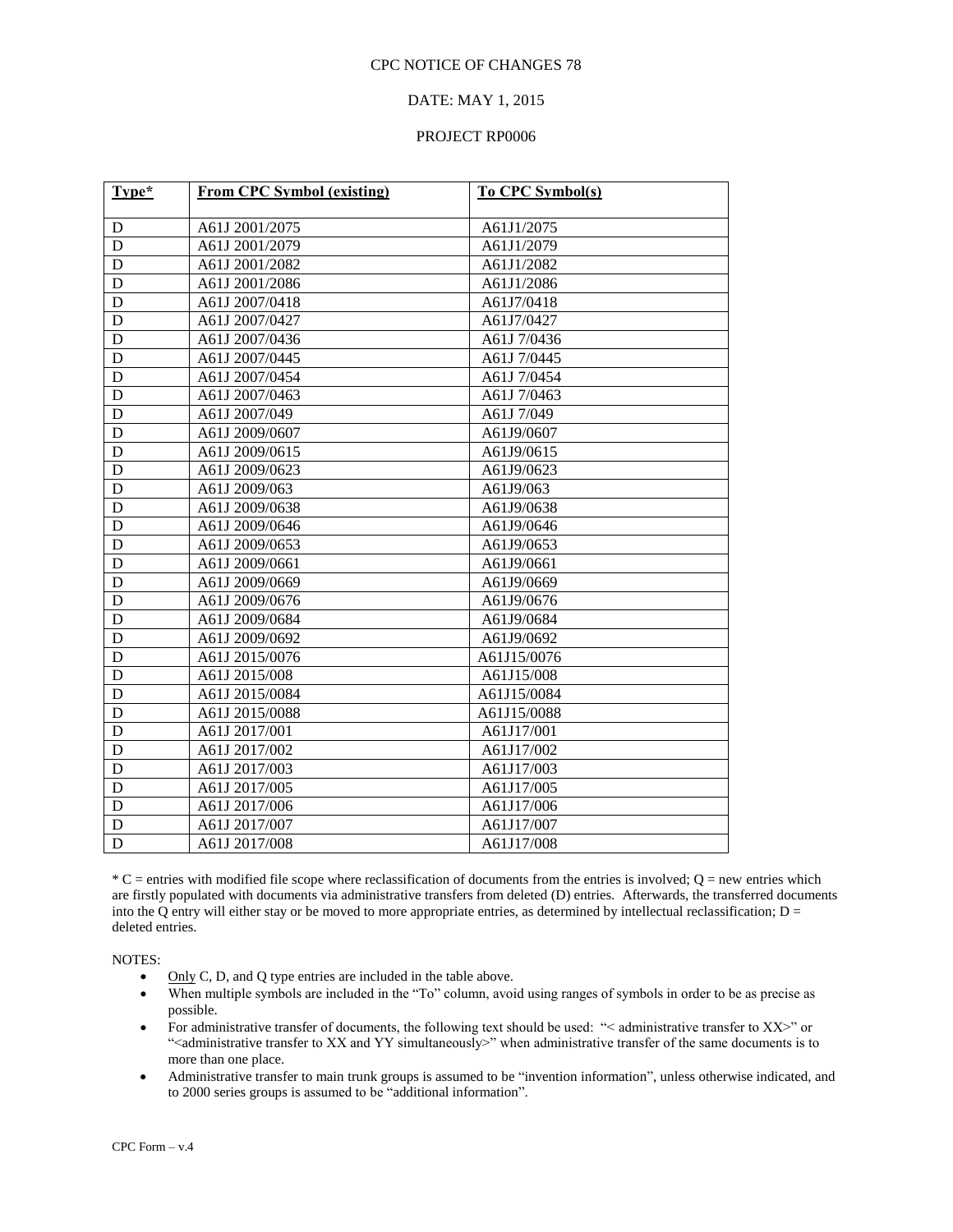CPC NOTICE OF CHANGES 78

DATE: MAY 1, 2015

PROJECT RP0006

| Type* | From CPC Symbol (existing) | To CPC Symbol(s) |
|---|---|---|
| D | A61J 2001/2075 | A61J1/2075 |
| D | A61J 2001/2079 | A61J1/2079 |
| D | A61J 2001/2082 | A61J1/2082 |
| D | A61J 2001/2086 | A61J1/2086 |
| D | A61J 2007/0418 | A61J7/0418 |
| D | A61J 2007/0427 | A61J7/0427 |
| D | A61J 2007/0436 | A61J 7/0436 |
| D | A61J 2007/0445 | A61J 7/0445 |
| D | A61J 2007/0454 | A61J 7/0454 |
| D | A61J 2007/0463 | A61J 7/0463 |
| D | A61J 2007/049 | A61J 7/049 |
| D | A61J 2009/0607 | A61J9/0607 |
| D | A61J 2009/0615 | A61J9/0615 |
| D | A61J 2009/0623 | A61J9/0623 |
| D | A61J 2009/063 | A61J9/063 |
| D | A61J 2009/0638 | A61J9/0638 |
| D | A61J 2009/0646 | A61J9/0646 |
| D | A61J 2009/0653 | A61J9/0653 |
| D | A61J 2009/0661 | A61J9/0661 |
| D | A61J 2009/0669 | A61J9/0669 |
| D | A61J 2009/0676 | A61J9/0676 |
| D | A61J 2009/0684 | A61J9/0684 |
| D | A61J 2009/0692 | A61J9/0692 |
| D | A61J 2015/0076 | A61J15/0076 |
| D | A61J 2015/008 | A61J15/008 |
| D | A61J 2015/0084 | A61J15/0084 |
| D | A61J 2015/0088 | A61J15/0088 |
| D | A61J 2017/001 | A61J17/001 |
| D | A61J 2017/002 | A61J17/002 |
| D | A61J 2017/003 | A61J17/003 |
| D | A61J 2017/005 | A61J17/005 |
| D | A61J 2017/006 | A61J17/006 |
| D | A61J 2017/007 | A61J17/007 |
| D | A61J 2017/008 | A61J17/008 |

* C = entries with modified file scope where reclassification of documents from the entries is involved; Q = new entries which are firstly populated with documents via administrative transfers from deleted (D) entries. Afterwards, the transferred documents into the Q entry will either stay or be moved to more appropriate entries, as determined by intellectual reclassification; D = deleted entries.

NOTES:

- Only C, D, and Q type entries are included in the table above.
- When multiple symbols are included in the "To" column, avoid using ranges of symbols in order to be as precise as possible.
- For administrative transfer of documents, the following text should be used: "< administrative transfer to XX>" or "<administrative transfer to XX and YY simultaneously>" when administrative transfer of the same documents is to more than one place.
- Administrative transfer to main trunk groups is assumed to be "invention information", unless otherwise indicated, and to 2000 series groups is assumed to be "additional information".

CPC Form – v.4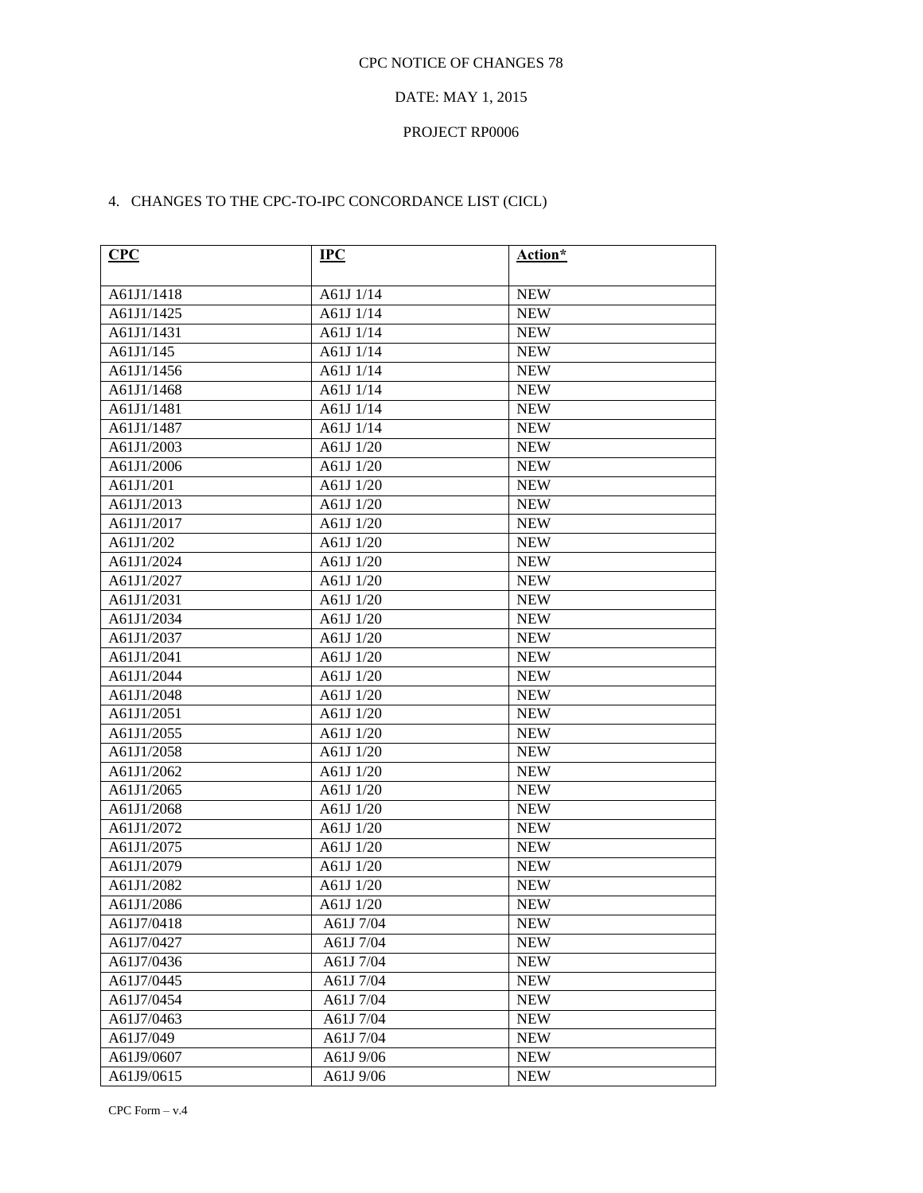CPC NOTICE OF CHANGES 78

DATE: MAY 1, 2015

PROJECT RP0006

4. CHANGES TO THE CPC-TO-IPC CONCORDANCE LIST (CICL)

| **CPC** | **IPC** | **Action*** |
|---|---|---|
| A61J1/1418 | A61J 1/14 | NEW |
| A61J1/1425 | A61J 1/14 | NEW |
| A61J1/1431 | A61J 1/14 | NEW |
| A61J1/145 | A61J 1/14 | NEW |
| A61J1/1456 | A61J 1/14 | NEW |
| A61J1/1468 | A61J 1/14 | NEW |
| A61J1/1481 | A61J 1/14 | NEW |
| A61J1/1487 | A61J 1/14 | NEW |
| A61J1/2003 | A61J 1/20 | NEW |
| A61J1/2006 | A61J 1/20 | NEW |
| A61J1/201 | A61J 1/20 | NEW |
| A61J1/2013 | A61J 1/20 | NEW |
| A61J1/2017 | A61J 1/20 | NEW |
| A61J1/202 | A61J 1/20 | NEW |
| A61J1/2024 | A61J 1/20 | NEW |
| A61J1/2027 | A61J 1/20 | NEW |
| A61J1/2031 | A61J 1/20 | NEW |
| A61J1/2034 | A61J 1/20 | NEW |
| A61J1/2037 | A61J 1/20 | NEW |
| A61J1/2041 | A61J 1/20 | NEW |
| A61J1/2044 | A61J 1/20 | NEW |
| A61J1/2048 | A61J 1/20 | NEW |
| A61J1/2051 | A61J 1/20 | NEW |
| A61J1/2055 | A61J 1/20 | NEW |
| A61J1/2058 | A61J 1/20 | NEW |
| A61J1/2062 | A61J 1/20 | NEW |
| A61J1/2065 | A61J 1/20 | NEW |
| A61J1/2068 | A61J 1/20 | NEW |
| A61J1/2072 | A61J 1/20 | NEW |
| A61J1/2075 | A61J 1/20 | NEW |
| A61J1/2079 | A61J 1/20 | NEW |
| A61J1/2082 | A61J 1/20 | NEW |
| A61J1/2086 | A61J 1/20 | NEW |
| A61J7/0418 | A61J 7/04 | NEW |
| A61J7/0427 | A61J 7/04 | NEW |
| A61J7/0436 | A61J 7/04 | NEW |
| A61J7/0445 | A61J 7/04 | NEW |
| A61J7/0454 | A61J 7/04 | NEW |
| A61J7/0463 | A61J 7/04 | NEW |
| A61J7/049 | A61J 7/04 | NEW |
| A61J9/0607 | A61J 9/06 | NEW |
| A61J9/0615 | A61J 9/06 | NEW |

CPC Form – v.4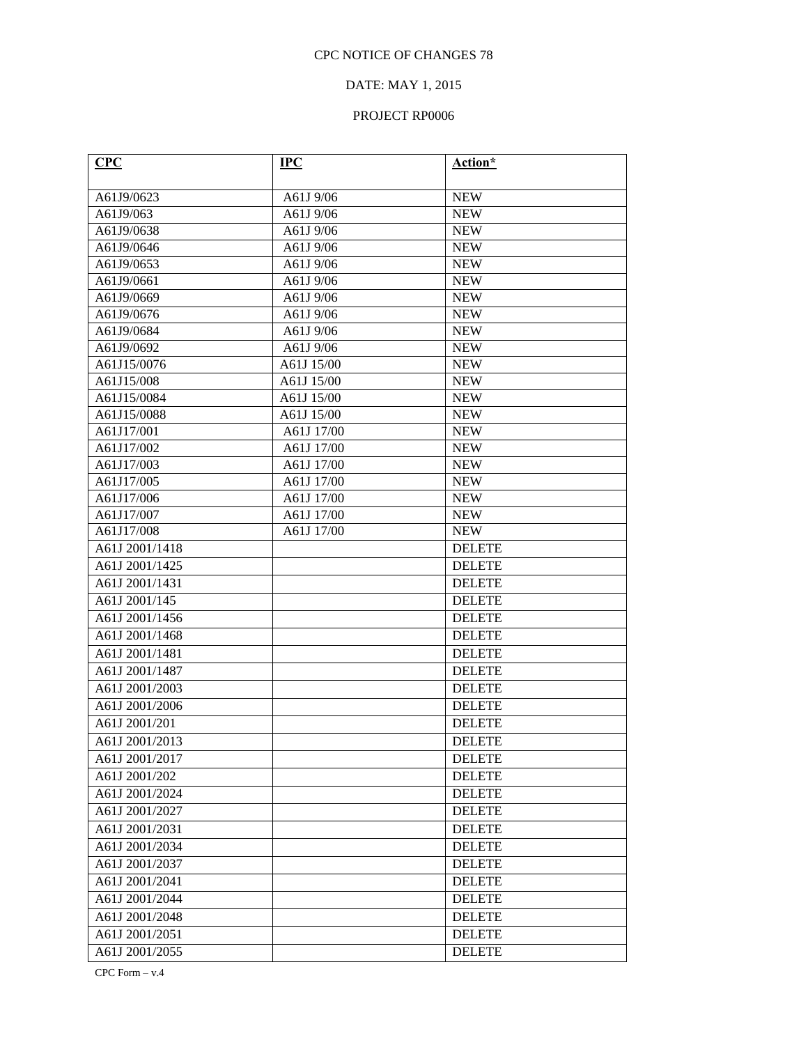CPC NOTICE OF CHANGES 78

DATE: MAY 1, 2015

PROJECT RP0006

| CPC | IPC | Action* |
|---|---|---|
| A61J9/0623 | A61J 9/06 | NEW |
| A61J9/063 | A61J 9/06 | NEW |
| A61J9/0638 | A61J 9/06 | NEW |
| A61J9/0646 | A61J 9/06 | NEW |
| A61J9/0653 | A61J 9/06 | NEW |
| A61J9/0661 | A61J 9/06 | NEW |
| A61J9/0669 | A61J 9/06 | NEW |
| A61J9/0676 | A61J 9/06 | NEW |
| A61J9/0684 | A61J 9/06 | NEW |
| A61J9/0692 | A61J 9/06 | NEW |
| A61J15/0076 | A61J 15/00 | NEW |
| A61J15/008 | A61J 15/00 | NEW |
| A61J15/0084 | A61J 15/00 | NEW |
| A61J15/0088 | A61J 15/00 | NEW |
| A61J17/001 | A61J 17/00 | NEW |
| A61J17/002 | A61J 17/00 | NEW |
| A61J17/003 | A61J 17/00 | NEW |
| A61J17/005 | A61J 17/00 | NEW |
| A61J17/006 | A61J 17/00 | NEW |
| A61J17/007 | A61J 17/00 | NEW |
| A61J17/008 | A61J 17/00 | NEW |
| A61J 2001/1418 | | DELETE |
| A61J 2001/1425 | | DELETE |
| A61J 2001/1431 | | DELETE |
| A61J 2001/145 | | DELETE |
| A61J 2001/1456 | | DELETE |
| A61J 2001/1468 | | DELETE |
| A61J 2001/1481 | | DELETE |
| A61J 2001/1487 | | DELETE |
| A61J 2001/2003 | | DELETE |
| A61J 2001/2006 | | DELETE |
| A61J 2001/201 | | DELETE |
| A61J 2001/2013 | | DELETE |
| A61J 2001/2017 | | DELETE |
| A61J 2001/202 | | DELETE |
| A61J 2001/2024 | | DELETE |
| A61J 2001/2027 | | DELETE |
| A61J 2001/2031 | | DELETE |
| A61J 2001/2034 | | DELETE |
| A61J 2001/2037 | | DELETE |
| A61J 2001/2041 | | DELETE |
| A61J 2001/2044 | | DELETE |
| A61J 2001/2048 | | DELETE |
| A61J 2001/2051 | | DELETE |
| A61J 2001/2055 | | DELETE |

CPC Form – v.4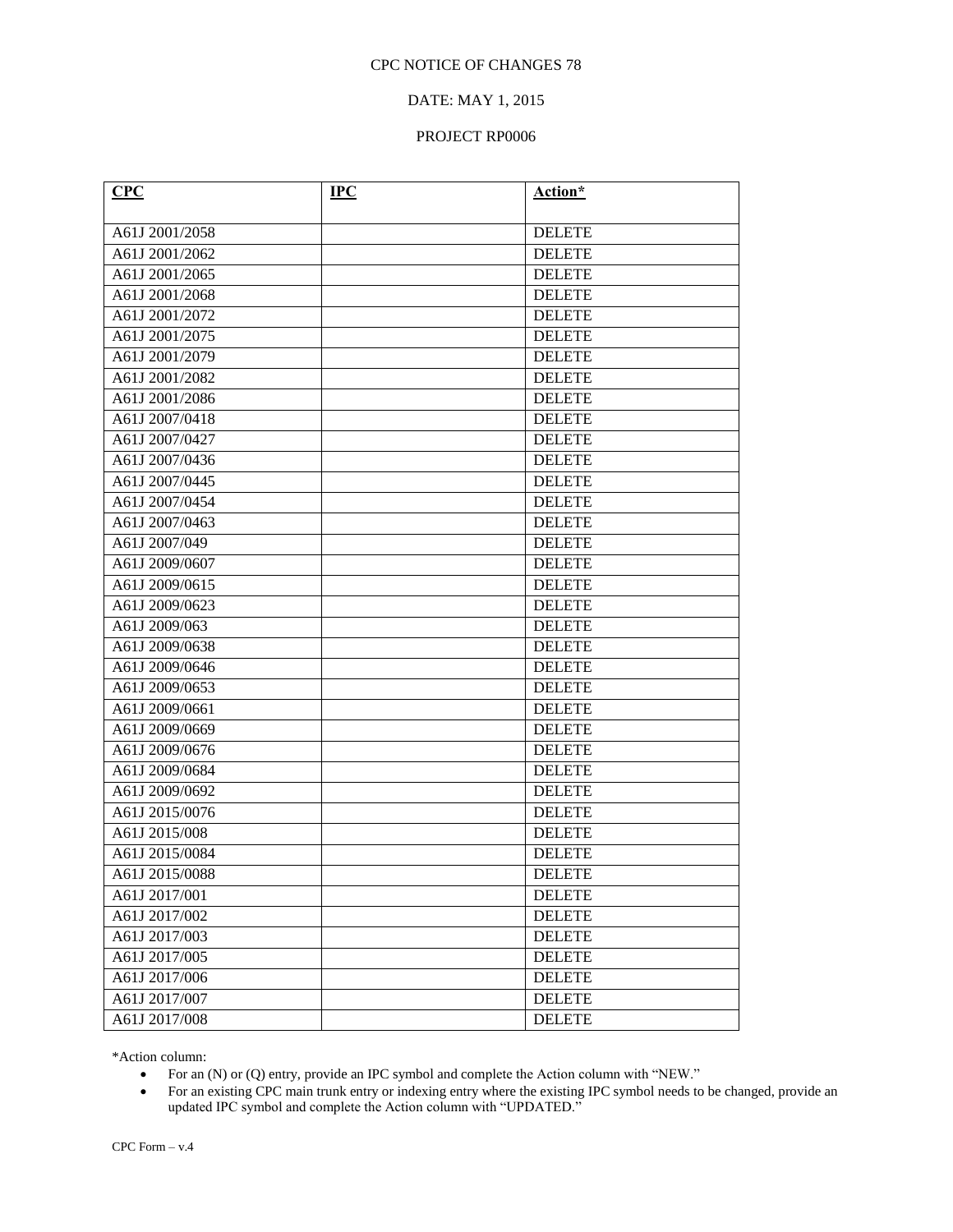CPC NOTICE OF CHANGES 78

DATE: MAY 1, 2015

PROJECT RP0006

| **CPC** | **IPC** | **Action*** |
|---|---|---|
| A61J 2001/2058 | | DELETE |
| A61J 2001/2062 | | DELETE |
| A61J 2001/2065 | | DELETE |
| A61J 2001/2068 | | DELETE |
| A61J 2001/2072 | | DELETE |
| A61J 2001/2075 | | DELETE |
| A61J 2001/2079 | | DELETE |
| A61J 2001/2082 | | DELETE |
| A61J 2001/2086 | | DELETE |
| A61J 2007/0418 | | DELETE |
| A61J 2007/0427 | | DELETE |
| A61J 2007/0436 | | DELETE |
| A61J 2007/0445 | | DELETE |
| A61J 2007/0454 | | DELETE |
| A61J 2007/0463 | | DELETE |
| A61J 2007/049 | | DELETE |
| A61J 2009/0607 | | DELETE |
| A61J 2009/0615 | | DELETE |
| A61J 2009/0623 | | DELETE |
| A61J 2009/063 | | DELETE |
| A61J 2009/0638 | | DELETE |
| A61J 2009/0646 | | DELETE |
| A61J 2009/0653 | | DELETE |
| A61J 2009/0661 | | DELETE |
| A61J 2009/0669 | | DELETE |
| A61J 2009/0676 | | DELETE |
| A61J 2009/0684 | | DELETE |
| A61J 2009/0692 | | DELETE |
| A61J 2015/0076 | | DELETE |
| A61J 2015/008 | | DELETE |
| A61J 2015/0084 | | DELETE |
| A61J 2015/0088 | | DELETE |
| A61J 2017/001 | | DELETE |
| A61J 2017/002 | | DELETE |
| A61J 2017/003 | | DELETE |
| A61J 2017/005 | | DELETE |
| A61J 2017/006 | | DELETE |
| A61J 2017/007 | | DELETE |
| A61J 2017/008 | | DELETE |

*Action column:

- For an (N) or (Q) entry, provide an IPC symbol and complete the Action column with "NEW."
- For an existing CPC main trunk entry or indexing entry where the existing IPC symbol needs to be changed, provide an updated IPC symbol and complete the Action column with "UPDATED."

CPC Form – v.4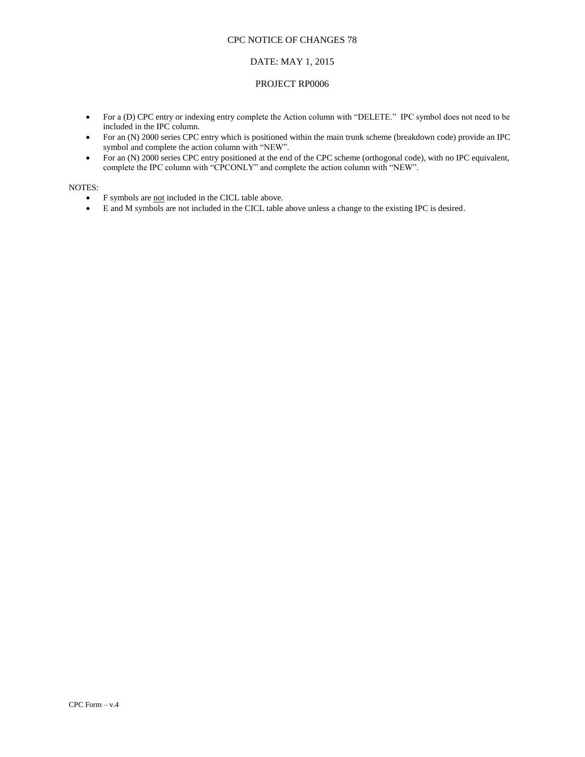- For a (D) CPC entry or indexing entry complete the Action column with "DELETE." IPC symbol does not need to be included in the IPC column.
- For an (N) 2000 series CPC entry which is positioned within the main trunk scheme (breakdown code) provide an IPC symbol and complete the action column with "NEW".
- For an (N) 2000 series CPC entry positioned at the end of the CPC scheme (orthogonal code), with no IPC equivalent, complete the IPC column with "CPCONLY" and complete the action column with "NEW".

NOTES:

- F symbols are <u>not</u> included in the CICL table above.
- E and M symbols are not included in the CICL table above unless a change to the existing IPC is desired.